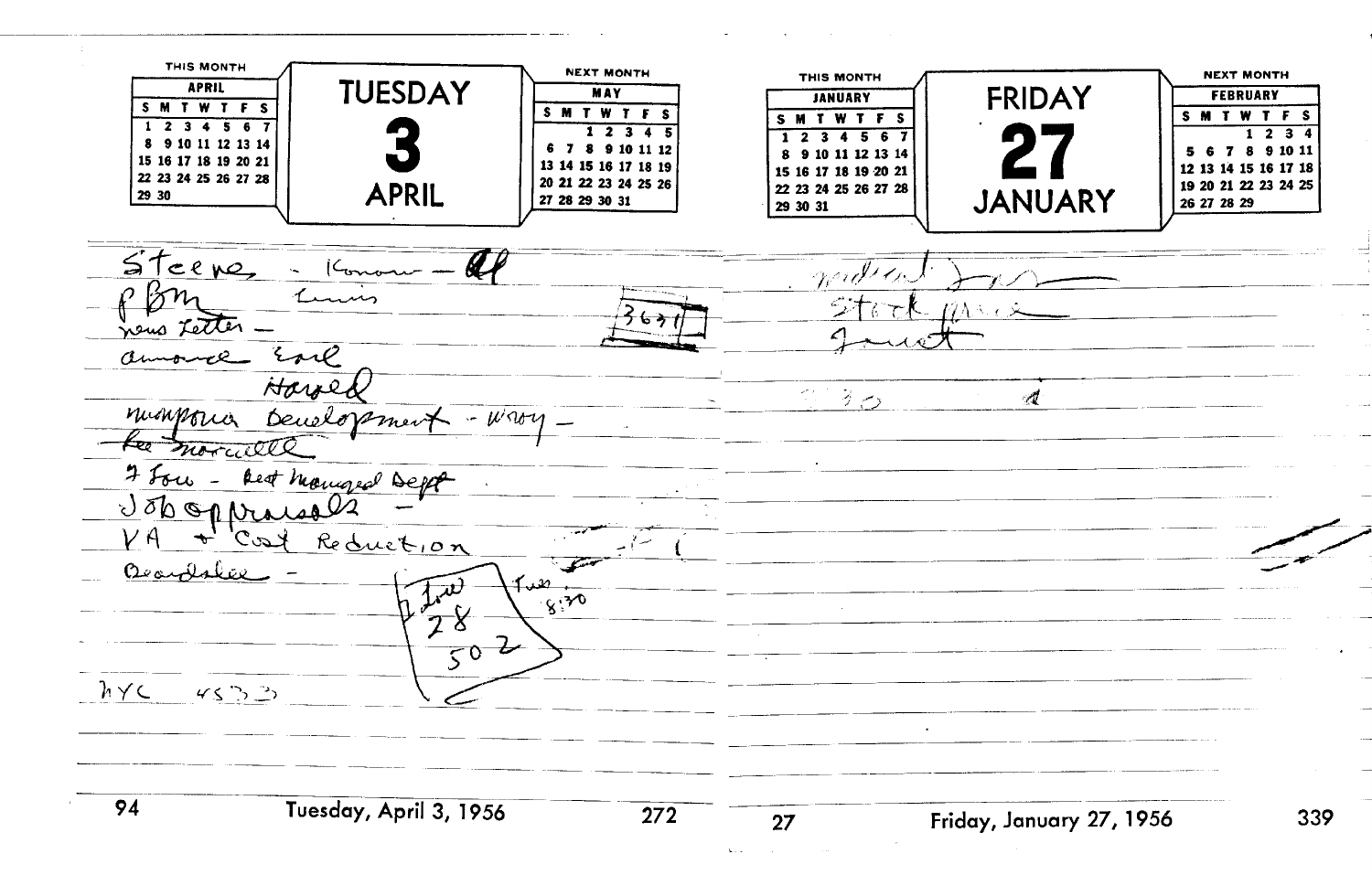## TUESDAY 3 APRIL

| THIS MONTH | | | | | | |
|---|---|---|---|---|---|---|
| APRIL | | | | | | |
| S | M | T | W | T | F | S |
| 1 | 2 | 3 | 4 | 5 | 6 | 7 |
| 8 | 9 | 10 | 11 | 12 | 13 | 14 |
| 15 | 16 | 17 | 18 | 19 | 20 | 21 |
| 22 | 23 | 24 | 25 | 26 | 27 | 28 |
| 29 | 30 | | | | | |

| NEXT MONTH | | | | | | |
|---|---|---|---|---|---|---|
| MAY | | | | | | |
| S | M | T | W | T | F | S |
| | | 1 | 2 | 3 | 4 | 5 |
| 6 | 7 | 8 | 9 | 10 | 11 | 12 |
| 13 | 14 | 15 | 16 | 17 | 18 | 19 |
| 20 | 21 | 22 | 23 | 24 | 25 | 26 |
| 27 | 28 | 29 | 30 | 31 | | |

Steere - Konow - Al
PBM Lewis
news Letter -
announce Earl
Harold
manpower Development - wray -
Lee morrelle
7 Lou - Best Managed Dept
Job Appraisals -
VA + Cost Reduction
Beardslee -

3631

Lou 28 Tues 8:30
502

NYC 4533

Tuesday, April 3, 1956

## FRIDAY 27 JANUARY

| THIS MONTH | | | | | | |
|---|---|---|---|---|---|---|
| JANUARY | | | | | | |
| S | M | T | W | T | F | S |
| 1 | 2 | 3 | 4 | 5 | 6 | 7 |
| 8 | 9 | 10 | 11 | 12 | 13 | 14 |
| 15 | 16 | 17 | 18 | 19 | 20 | 21 |
| 22 | 23 | 24 | 25 | 26 | 27 | 28 |
| 29 | 30 | 31 | | | | |

| NEXT MONTH | | | | | | |
|---|---|---|---|---|---|---|
| FEBRUARY | | | | | | |
| S | M | T | W | T | F | S |
| | | | 1 | 2 | 3 | 4 |
| 5 | 6 | 7 | 8 | 9 | 10 | 11 |
| 12 | 13 | 14 | 15 | 16 | 17 | 18 |
| 19 | 20 | 21 | 22 | 23 | 24 | 25 |
| 26 | 27 | 28 | 29 | | | |

Medical Plan
Stock Plan
Fawcett

230

Friday, January 27, 1956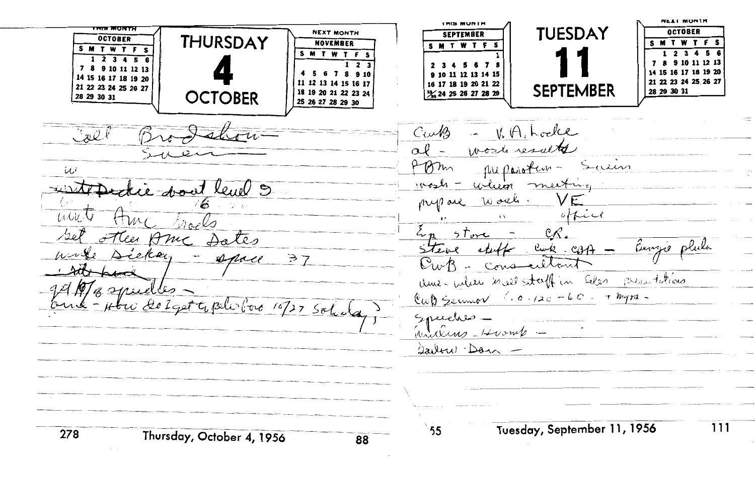## THURSDAY 4 OCTOBER

| THIS MONTH | | | | | | |
|---|---|---|---|---|---|---|
| OCTOBER | | | | | | |
| S | M | T | W | T | F | S |
| | 1 | 2 | 3 | 4 | 5 | 6 |
| 7 | 8 | 9 | 10 | 11 | 12 | 13 |
| 14 | 15 | 16 | 17 | 18 | 19 | 20 |
| 21 | 22 | 23 | 24 | 25 | 26 | 27 |
| 28 | 29 | 30 | 31 | | | |

| NEXT MONTH | | | | | | |
|---|---|---|---|---|---|---|
| NOVEMBER | | | | | | |
| S | M | T | W | T | F | S |
| | | | | 1 | 2 | 3 |
| 4 | 5 | 6 | 7 | 8 | 9 | 10 |
| 11 | 12 | 13 | 14 | 15 | 16 | 17 |
| 18 | 19 | 20 | 21 | 22 | 23 | 24 |
| 25 | 26 | 27 | 28 | 29 | 30 | |

Call Brodshaw
Swen

~~with Dickie about level 9~~
16
meet Amc Brads
get other Amc Dates
make Dickey - space 37
~~[illegible]~~
get 10/8 speeches -
Amc - How do I get to pleasure 10/27 Saturday

Thursday, October 4, 1956

## TUESDAY 11 SEPTEMBER

| THIS MONTH | | | | | | |
|---|---|---|---|---|---|---|
| SEPTEMBER | | | | | | |
| S | M | T | W | T | F | S |
| | | | | | | 1 |
| 2 | 3 | 4 | 5 | 6 | 7 | 8 |
| 9 | 10 | 11 | 12 | 13 | 14 | 15 |
| 16 | 17 | 18 | 19 | 20 | 21 | 22 |
| 23/30 | 24 | 25 | 26 | 27 | 28 | 29 |

| NEXT MONTH | | | | | | |
|---|---|---|---|---|---|---|
| OCTOBER | | | | | | |
| S | M | T | W | T | F | S |
| | 1 | 2 | 3 | 4 | 5 | 6 |
| 7 | 8 | 9 | 10 | 11 | 12 | 13 |
| 14 | 15 | 16 | 17 | 18 | 19 | 20 |
| 21 | 22 | 23 | 24 | 25 | 26 | 27 |
| 28 | 29 | 30 | 31 | | | |

CwB - V. A. Locke
al - wash results
PBM preparation - Swain
wash - when meeting
prepare wash. VE
" " office
Ex store - CR.
Steve staff cwb. COA - Benjie plula
CwB - consultant
Ame - when will staff in Sales presentations
CwB Seminar C.O.120-60 - + mgrs -
speeches -
Williams - Hromb -
Darlow - Dan -

Tuesday, September 11, 1956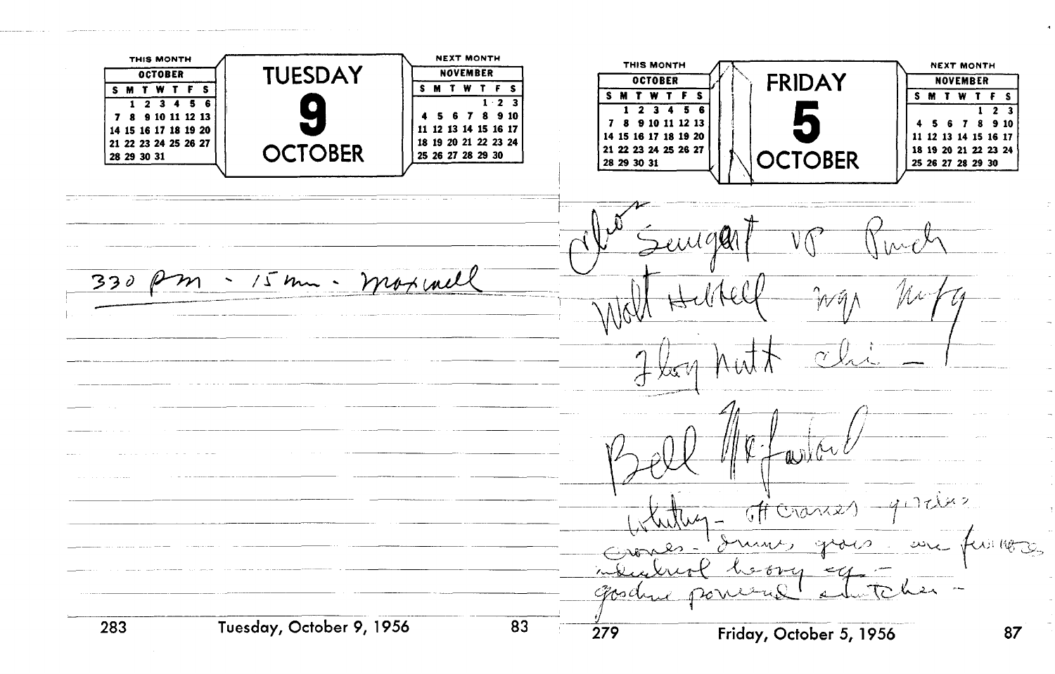# TUESDAY 9 OCTOBER

| THIS MONTH | | | | | | |
|---|---|---|---|---|---|---|
| OCTOBER | | | | | | |
| S | M | T | W | T | F | S |
| | 1 | 2 | 3 | 4 | 5 | 6 |
| 7 | 8 | 9 | 10 | 11 | 12 | 13 |
| 14 | 15 | 16 | 17 | 18 | 19 | 20 |
| 21 | 22 | 23 | 24 | 25 | 26 | 27 |
| 28 | 29 | 30 | 31 | | | |

| NEXT MONTH | | | | | | |
|---|---|---|---|---|---|---|
| NOVEMBER | | | | | | |
| S | M | T | W | T | F | S |
| | | | | 1 | 2 | 3 |
| 4 | 5 | 6 | 7 | 8 | 9 | 10 |
| 11 | 12 | 13 | 14 | 15 | 16 | 17 |
| 18 | 19 | 20 | 21 | 22 | 23 | 24 |
| 25 | 26 | 27 | 28 | 29 | 30 | |

330 pm - 15 min - Maxwell

Tuesday, October 9, 1956

# FRIDAY 5 OCTOBER

| THIS MONTH | | | | | | |
|---|---|---|---|---|---|---|
| OCTOBER | | | | | | |
| S | M | T | W | T | F | S |
| | 1 | 2 | 3 | 4 | 5 | 6 |
| 7 | 8 | 9 | 10 | 11 | 12 | 13 |
| 14 | 15 | 16 | 17 | 18 | 19 | 20 |
| 21 | 22 | 23 | 24 | 25 | 26 | 27 |
| 28 | 29 | 30 | 31 | | | |

| NEXT MONTH | | | | | | |
|---|---|---|---|---|---|---|
| NOVEMBER | | | | | | |
| S | M | T | W | T | F | S |
| | | | | 1 | 2 | 3 |
| 4 | 5 | 6 | 7 | 8 | 9 | 10 |
| 11 | 12 | 13 | 14 | 15 | 16 | 17 |
| 18 | 19 | 20 | 21 | 22 | 23 | 24 |
| 25 | 26 | 27 | 28 | 29 | 30 | |

Chas Sargent VP Pinch

Walt Hubbell mgr Mfg

Floyd Nutt Chi - !

Bell McFarland

Whiting - OH cranes - gantries
cranes - drums, gears - are furnaces
industrial heavy eq -
gasoline powered switchers -

Friday, October 5, 1956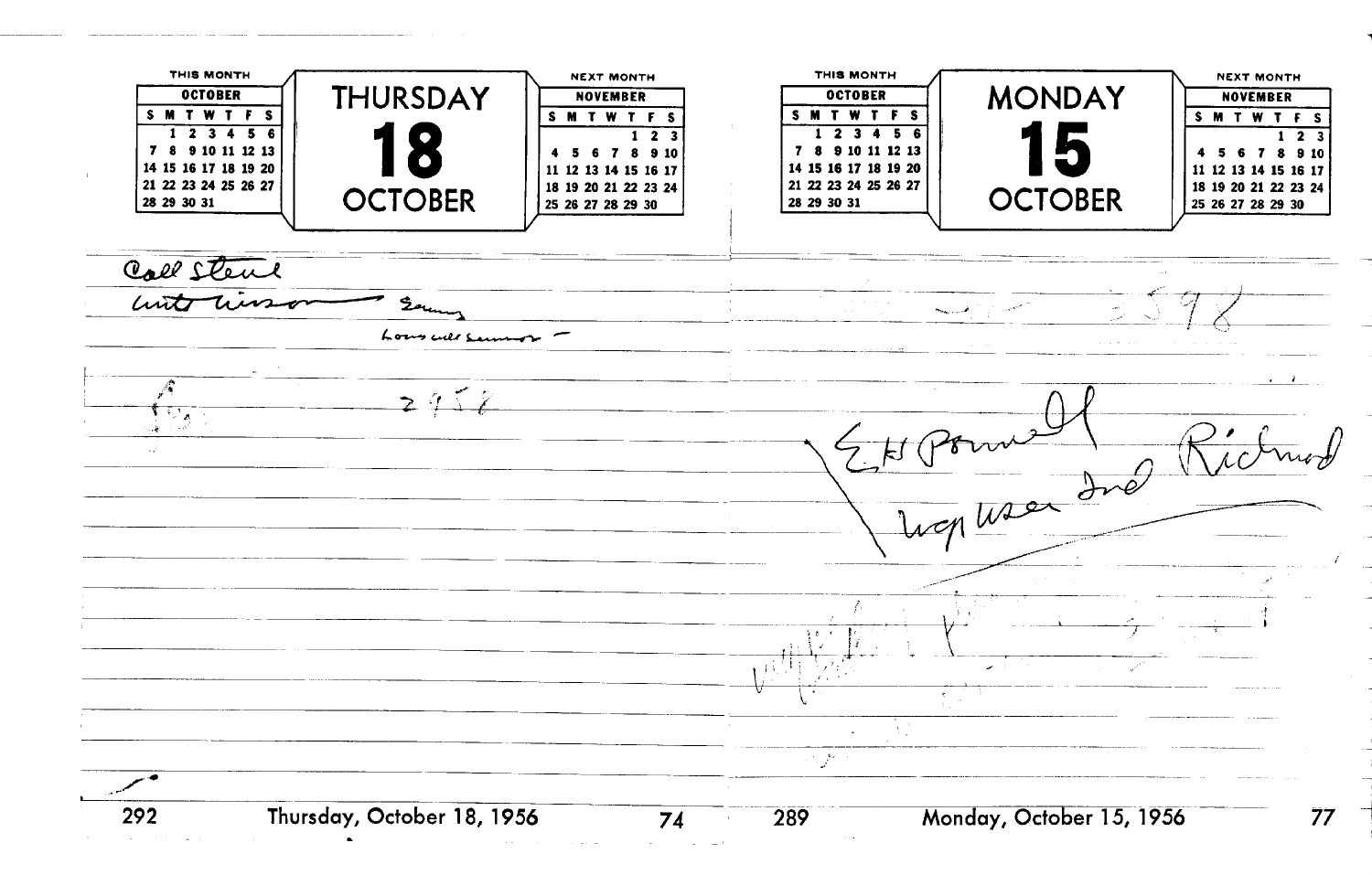## THURSDAY 18 OCTOBER

| THIS MONTH | | | | | | |
|---|---|---|---|---|---|---|
| OCTOBER | | | | | | |
| S | M | T | W | T | F | S |
| | 1 | 2 | 3 | 4 | 5 | 6 |
| 7 | 8 | 9 | 10 | 11 | 12 | 13 |
| 14 | 15 | 16 | 17 | 18 | 19 | 20 |
| 21 | 22 | 23 | 24 | 25 | 26 | 27 |
| 28 | 29 | 30 | 31 | | | |

| NEXT MONTH | | | | | | |
|---|---|---|---|---|---|---|
| NOVEMBER | | | | | | |
| S | M | T | W | T | F | S |
| | | | | 1 | 2 | 3 |
| 4 | 5 | 6 | 7 | 8 | 9 | 10 |
| 11 | 12 | 13 | 14 | 15 | 16 | 17 |
| 18 | 19 | 20 | 21 | 22 | 23 | 24 |
| 25 | 26 | 27 | 28 | 29 | 30 | |

Call Steve

with Wilson — Sunny

Louisville Seminar —

2958

Thursday, October 18, 1956

## MONDAY 15 OCTOBER

| THIS MONTH | | | | | | |
|---|---|---|---|---|---|---|
| OCTOBER | | | | | | |
| S | M | T | W | T | F | S |
| | 1 | 2 | 3 | 4 | 5 | 6 |
| 7 | 8 | 9 | 10 | 11 | 12 | 13 |
| 14 | 15 | 16 | 17 | 18 | 19 | 20 |
| 21 | 22 | 23 | 24 | 25 | 26 | 27 |
| 28 | 29 | 30 | 31 | | | |

| NEXT MONTH | | | | | | |
|---|---|---|---|---|---|---|
| NOVEMBER | | | | | | |
| S | M | T | W | T | F | S |
| | | | | 1 | 2 | 3 |
| 4 | 5 | 6 | 7 | 8 | 9 | 10 |
| 11 | 12 | 13 | 14 | 15 | 16 | 17 |
| 18 | 19 | 20 | 21 | 22 | 23 | 24 |
| 25 | 26 | 27 | 28 | 29 | 30 | |

3598

E H Powell Richmond

Hoosier Ind

Monday, October 15, 1956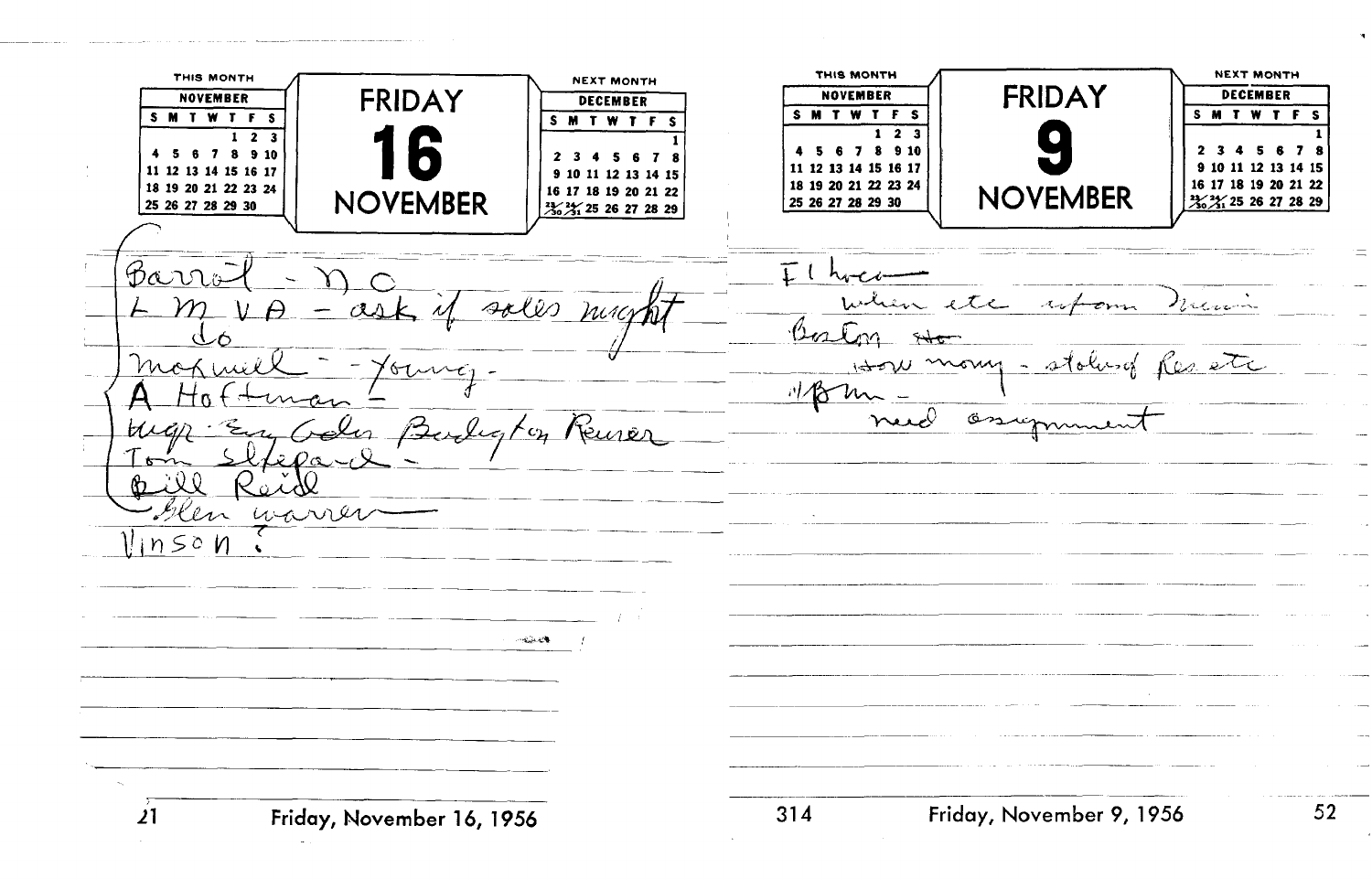## FRIDAY 16 NOVEMBER

| THIS MONTH | | | | | | |
|---|---|---|---|---|---|---|
| NOVEMBER | | | | | | |
| S | M | T | W | T | F | S |
| | | | | 1 | 2 | 3 |
| 4 | 5 | 6 | 7 | 8 | 9 | 10 |
| 11 | 12 | 13 | 14 | 15 | 16 | 17 |
| 18 | 19 | 20 | 21 | 22 | 23 | 24 |
| 25 | 26 | 27 | 28 | 29 | 30 | |

| NEXT MONTH | | | | | | |
|---|---|---|---|---|---|---|
| DECEMBER | | | | | | |
| S | M | T | W | T | F | S |
| | | | | | | 1 |
| 2 | 3 | 4 | 5 | 6 | 7 | 8 |
| 9 | 10 | 11 | 12 | 13 | 14 | 15 |
| 16 | 17 | 18 | 19 | 20 | 21 | 22 |
| 23/30 | 24/31 | 25 | 26 | 27 | 28 | 29 |

Barrol - N C
L M V A - ask if sales might do
Maxwell - Young -
A Hoffman -
Mgr. Eng Adm Burlington Reuser
Tom Shepard -
Bill Reid
Glen Warren
Vinson ?

Friday, November 16, 1956

## FRIDAY 9 NOVEMBER

| THIS MONTH | | | | | | |
|---|---|---|---|---|---|---|
| NOVEMBER | | | | | | |
| S | M | T | W | T | F | S |
| | | | | 1 | 2 | 3 |
| 4 | 5 | 6 | 7 | 8 | 9 | 10 |
| 11 | 12 | 13 | 14 | 15 | 16 | 17 |
| 18 | 19 | 20 | 21 | 22 | 23 | 24 |
| 25 | 26 | 27 | 28 | 29 | 30 | |

| NEXT MONTH | | | | | | |
|---|---|---|---|---|---|---|
| DECEMBER | | | | | | |
| S | M | T | W | T | F | S |
| | | | | | | 1 |
| 2 | 3 | 4 | 5 | 6 | 7 | 8 |
| 9 | 10 | 11 | 12 | 13 | 14 | 15 |
| 16 | 17 | 18 | 19 | 20 | 21 | 22 |
| 23/30 | 24/31 | 25 | 26 | 27 | 28 | 29 |

Fl hrca -
when etc uniform Miami
Boston ~~sto~~
How many - stolen Res etc
IBM -
need assignment

Friday, November 9, 1956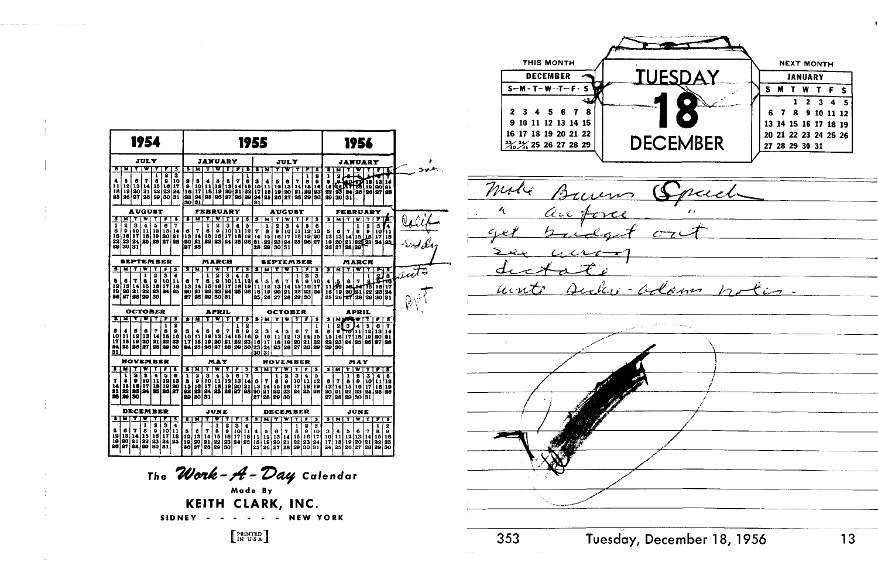# 1954 / 1955 / 1956

**1954**

**JULY**

| S | M | T | W | T | F | S |
|---|---|---|---|---|---|---|
| | | | | 1 | 2 | 3 |
| 4 | 5 | 6 | 7 | 8 | 9 | 10 |
| 11 | 12 | 13 | 14 | 15 | 16 | 17 |
| 18 | 19 | 20 | 21 | 22 | 23 | 24 |
| 25 | 26 | 27 | 28 | 29 | 30 | 31 |

**AUGUST**

| S | M | T | W | T | F | S |
|---|---|---|---|---|---|---|
| 1 | 2 | 3 | 4 | 5 | 6 | 7 |
| 8 | 9 | 10 | 11 | 12 | 13 | 14 |
| 15 | 16 | 17 | 18 | 19 | 20 | 21 |
| 22 | 23 | 24 | 25 | 26 | 27 | 28 |
| 29 | 30 | 31 | | | | |

**SEPTEMBER**

| S | M | T | W | T | F | S |
|---|---|---|---|---|---|---|
| | | | 1 | 2 | 3 | 4 |
| 5 | 6 | 7 | 8 | 9 | 10 | 11 |
| 12 | 13 | 14 | 15 | 16 | 17 | 18 |
| 19 | 20 | 21 | 22 | 23 | 24 | 25 |
| 26 | 27 | 28 | 29 | 30 | | |

**OCTOBER**

| S | M | T | W | T | F | S |
|---|---|---|---|---|---|---|
| | | | | | 1 | 2 |
| 3 | 4 | 5 | 6 | 7 | 8 | 9 |
| 10 | 11 | 12 | 13 | 14 | 15 | 16 |
| 17 | 18 | 19 | 20 | 21 | 22 | 23 |
| 24 | 25 | 26 | 27 | 28 | 29 | 30 |
| 31 | | | | | | |

**NOVEMBER**

| S | M | T | W | T | F | S |
|---|---|---|---|---|---|---|
| | 1 | 2 | 3 | 4 | 5 | 6 |
| 7 | 8 | 9 | 10 | 11 | 12 | 13 |
| 14 | 15 | 16 | 17 | 18 | 19 | 20 |
| 21 | 22 | 23 | 24 | 25 | 26 | 27 |
| 28 | 29 | 30 | | | | |

**DECEMBER**

| S | M | T | W | T | F | S |
|---|---|---|---|---|---|---|
| | | | 1 | 2 | 3 | 4 |
| 5 | 6 | 7 | 8 | 9 | 10 | 11 |
| 12 | 13 | 14 | 15 | 16 | 17 | 18 |
| 19 | 20 | 21 | 22 | 23 | 24 | 25 |
| 26 | 27 | 28 | 29 | 30 | 31 | |

**1955**

**JANUARY**

| S | M | T | W | T | F | S |
|---|---|---|---|---|---|---|
| | | | | | | 1 |
| 2 | 3 | 4 | 5 | 6 | 7 | 8 |
| 9 | 10 | 11 | 12 | 13 | 14 | 15 |
| 16 | 17 | 18 | 19 | 20 | 21 | 22 |
| 23 | 24 | 25 | 26 | 27 | 28 | 29 |
| 30 | 31 | | | | | |

**FEBRUARY**

| S | M | T | W | T | F | S |
|---|---|---|---|---|---|---|
| | | 1 | 2 | 3 | 4 | 5 |
| 6 | 7 | 8 | 9 | 10 | 11 | 12 |
| 13 | 14 | 15 | 16 | 17 | 18 | 19 |
| 20 | 21 | 22 | 23 | 24 | 25 | 26 |
| 27 | 28 | | | | | |

**MARCH**

| S | M | T | W | T | F | S |
|---|---|---|---|---|---|---|
| | | 1 | 2 | 3 | 4 | 5 |
| 6 | 7 | 8 | 9 | 10 | 11 | 12 |
| 13 | 14 | 15 | 16 | 17 | 18 | 19 |
| 20 | 21 | 22 | 23 | 24 | 25 | 26 |
| 27 | 28 | 29 | 30 | 31 | | |

**APRIL**

| S | M | T | W | T | F | S |
|---|---|---|---|---|---|---|
| | | | | | 1 | 2 |
| 3 | 4 | 5 | 6 | 7 | 8 | 9 |
| 10 | 11 | 12 | 13 | 14 | 15 | 16 |
| 17 | 18 | 19 | 20 | 21 | 22 | 23 |
| 24 | 25 | 26 | 27 | 28 | 29 | 30 |

**MAY**

| S | M | T | W | T | F | S |
|---|---|---|---|---|---|---|
| 1 | 2 | 3 | 4 | 5 | 6 | 7 |
| 8 | 9 | 10 | 11 | 12 | 13 | 14 |
| 15 | 16 | 17 | 18 | 19 | 20 | 21 |
| 22 | 23 | 24 | 25 | 26 | 27 | 28 |
| 29 | 30 | 31 | | | | |

**JUNE**

| S | M | T | W | T | F | S |
|---|---|---|---|---|---|---|
| | | | 1 | 2 | 3 | 4 |
| 5 | 6 | 7 | 8 | 9 | 10 | 11 |
| 12 | 13 | 14 | 15 | 16 | 17 | 18 |
| 19 | 20 | 21 | 22 | 23 | 24 | 25 |
| 26 | 27 | 28 | 29 | 30 | | |

**JULY**

| S | M | T | W | T | F | S |
|---|---|---|---|---|---|---|
| | | | | | 1 | 2 |
| 3 | 4 | 5 | 6 | 7 | 8 | 9 |
| 10 | 11 | 12 | 13 | 14 | 15 | 16 |
| 17 | 18 | 19 | 20 | 21 | 22 | 23 |
| 24 | 25 | 26 | 27 | 28 | 29 | 30 |
| 31 | | | | | | |

**AUGUST**

| S | M | T | W | T | F | S |
|---|---|---|---|---|---|---|
| | 1 | 2 | 3 | 4 | 5 | 6 |
| 7 | 8 | 9 | 10 | 11 | 12 | 13 |
| 14 | 15 | 16 | 17 | 18 | 19 | 20 |
| 21 | 22 | 23 | 24 | 25 | 26 | 27 |
| 28 | 29 | 30 | 31 | | | |

**SEPTEMBER**

| S | M | T | W | T | F | S |
|---|---|---|---|---|---|---|
| | | | | 1 | 2 | 3 |
| 4 | 5 | 6 | 7 | 8 | 9 | 10 |
| 11 | 12 | 13 | 14 | 15 | 16 | 17 |
| 18 | 19 | 20 | 21 | 22 | 23 | 24 |
| 25 | 26 | 27 | 28 | 29 | 30 | |

**OCTOBER**

| S | M | T | W | T | F | S |
|---|---|---|---|---|---|---|
| | | | | | | 1 |
| 2 | 3 | 4 | 5 | 6 | 7 | 8 |
| 9 | 10 | 11 | 12 | 13 | 14 | 15 |
| 16 | 17 | 18 | 19 | 20 | 21 | 22 |
| 23 | 24 | 25 | 26 | 27 | 28 | 29 |
| 30 | 31 | | | | | |

**NOVEMBER**

| S | M | T | W | T | F | S |
|---|---|---|---|---|---|---|
| | | 1 | 2 | 3 | 4 | 5 |
| 6 | 7 | 8 | 9 | 10 | 11 | 12 |
| 13 | 14 | 15 | 16 | 17 | 18 | 19 |
| 20 | 21 | 22 | 23 | 24 | 25 | 26 |
| 27 | 28 | 29 | 30 | | | |

**DECEMBER**

| S | M | T | W | T | F | S |
|---|---|---|---|---|---|---|
| | | | | 1 | 2 | 3 |
| 4 | 5 | 6 | 7 | 8 | 9 | 10 |
| 11 | 12 | 13 | 14 | 15 | 16 | 17 |
| 18 | 19 | 20 | 21 | 22 | 23 | 24 |
| 25 | 26 | 27 | 28 | 29 | 30 | 31 |

**1956**

**JANUARY**

| S | M | T | W | T | F | S |
|---|---|---|---|---|---|---|
| 1 | 2 | 3 | 4 | 5 | 6 | 7 |
| 8 | 9 | 10 | 11 | 12 | 13 | 14 |
| 15 | 16 | 17 | 18 | 19 | 20 | 21 |
| 22 | 23 | 24 | 25 | 26 | 27 | 28 |
| 29 | 30 | 31 | | | | |

**FEBRUARY**

| S | M | T | W | T | F | S |
|---|---|---|---|---|---|---|
| | | | 1 | 2 | 3 | 4 |
| 5 | 6 | 7 | 8 | 9 | 10 | 11 |
| 12 | 13 | 14 | 15 | 16 | 17 | 18 |
| 19 | 20 | 21 | 22 | 23 | 24 | 25 |
| 26 | 27 | 28 | 29 | | | |

**MARCH**

| S | M | T | W | T | F | S |
|---|---|---|---|---|---|---|
| | | | | 1 | 2 | 3 |
| 4 | 5 | 6 | 7 | 8 | 9 | 10 |
| 11 | 12 | 13 | 14 | 15 | 16 | 17 |
| 18 | 19 | 20 | 21 | 22 | 23 | 24 |
| 25 | 26 | 27 | 28 | 29 | 30 | 31 |

**APRIL**

| S | M | T | W | T | F | S |
|---|---|---|---|---|---|---|
| 1 | 2 | 3 | 4 | 5 | 6 | 7 |
| 8 | 9 | 10 | 11 | 12 | 13 | 14 |
| 15 | 16 | 17 | 18 | 19 | 20 | 21 |
| 22 | 23 | 24 | 25 | 26 | 27 | 28 |
| 29 | 30 | | | | | |

**MAY**

| S | M | T | W | T | F | S |
|---|---|---|---|---|---|---|
| | | 1 | 2 | 3 | 4 | 5 |
| 6 | 7 | 8 | 9 | 10 | 11 | 12 |
| 13 | 14 | 15 | 16 | 17 | 18 | 19 |
| 20 | 21 | 22 | 23 | 24 | 25 | 26 |
| 27 | 28 | 29 | 30 | 31 | | |

**JUNE**

| S | M | T | W | T | F | S |
|---|---|---|---|---|---|---|
| | | | | | 1 | 2 |
| 3 | 4 | 5 | 6 | 7 | 8 | 9 |
| 10 | 11 | 12 | 13 | 14 | 15 | 16 |
| 17 | 18 | 19 | 20 | 21 | 22 | 23 |
| 24 | 25 | 26 | 27 | 28 | 29 | 30 |

snow

Calif

Snddy

Conto

BPT

The *Work-A-Day* Calendar
Made By
**KEITH CLARK, INC.**
SIDNEY - - - - - - NEW YORK

[PRINTED IN U.S.A.]

---

**THIS MONTH — DECEMBER**

| S | M | T | W | T | F | S |
|---|---|---|---|---|---|---|
| | | | | | | 1 |
| 2 | 3 | 4 | 5 | 6 | 7 | 8 |
| 9 | 10 | 11 | 12 | 13 | 14 | 15 |
| 16 | 17 | 18 | 19 | 20 | 21 | 22 |
| 23/30 | 24/31 | 25 | 26 | 27 | 28 | 29 |

# TUESDAY 18 DECEMBER

**NEXT MONTH — JANUARY**

| S | M | T | W | T | F | S |
|---|---|---|---|---|---|---|
| | | 1 | 2 | 3 | 4 | 5 |
| 6 | 7 | 8 | 9 | 10 | 11 | 12 |
| 13 | 14 | 15 | 16 | 17 | 18 | 19 |
| 20 | 21 | 22 | 23 | 24 | 25 | 26 |
| 27 | 28 | 29 | 30 | 31 | | |

Make Bruns Speech
" air force "
get budget out
see army
dictate
write Drucker-Adams notes.

Tuesday, December 18, 1956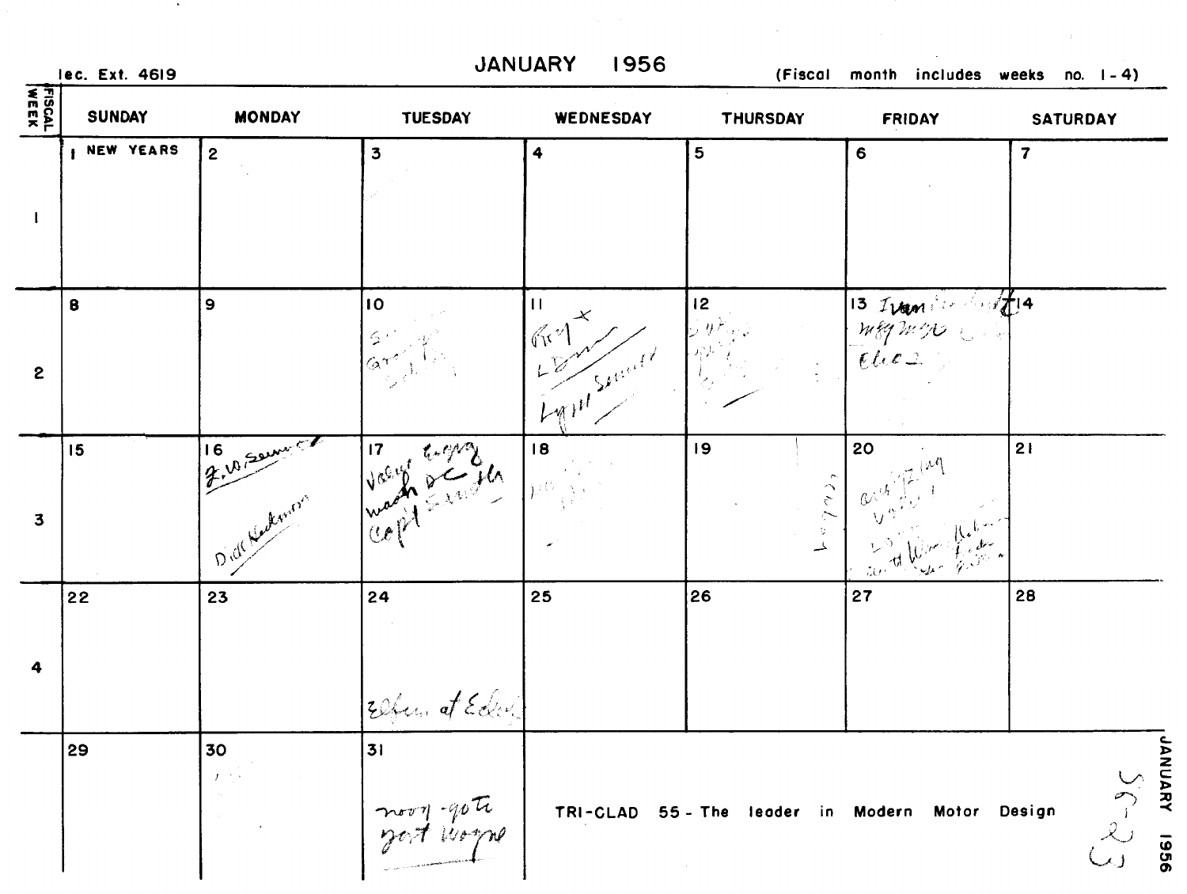lec. Ext. 4619

# JANUARY 1956

(Fiscal month includes weeks no. 1-4)

| FISCAL WEEK | SUNDAY | MONDAY | TUESDAY | WEDNESDAY | THURSDAY | FRIDAY | SATURDAY |
|---|---|---|---|---|---|---|---|
| 1 | 1 NEW YEARS | 2 | 3 | 4 | 5 | 6 | 7 |
| 2 | 8 | 9 | 10 | 11 Roy + L Dunn Lynn Sennett | 12 | 13 Ivan Mtg Elec | 14 |
| 3 | 15 | 16 F. W. Sennett Dill Kirkman | 17 Vasir Engng wash DC Capl | 18 | 19 | 20 | 21 |
| 4 | 22 | 23 | 24 Elfun at Eckel | 25 | 26 | 27 | 28 |
|  | 29 | 30 | 31 noon - goto fort Wayne | TRI-CLAD 55 - The leader in Modern Motor Design | | | |

JANUARY 1956

56-23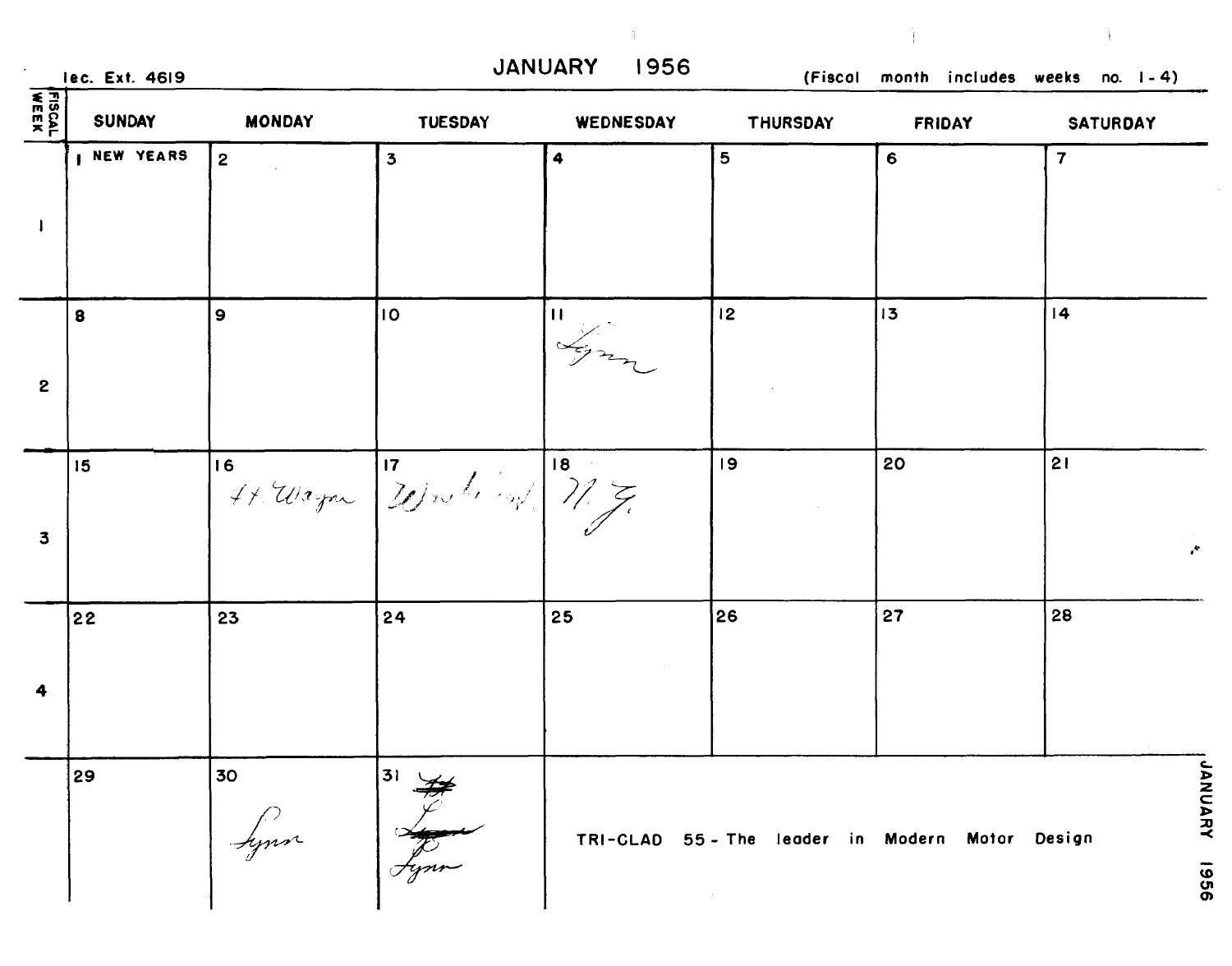lec. Ext. 4619

# JANUARY 1956

(Fiscal month includes weeks no. 1 - 4)

| FISCAL WEEK | SUNDAY | MONDAY | TUESDAY | WEDNESDAY | THURSDAY | FRIDAY | SATURDAY |
|---|---|---|---|---|---|---|---|
| 1 | 1 NEW YEARS | 2 | 3 | 4 | 5 | 6 | 7 |
| 2 | 8 | 9 | 10 | 11 Lynn | 12 | 13 | 14 |
| 3 | 15 | 16 Ft. Wayne | 17 Washington | 18 N. J. | 19 | 20 | 21 |
| 4 | 22 | 23 | 24 | 25 | 26 | 27 | 28 |
| | 29 | 30 Lynn | 31 ~~Ft~~ ~~Lynn~~ Lynn | | | | |

TRI-CLAD 55 - The leader in Modern Motor Design

JANUARY 1956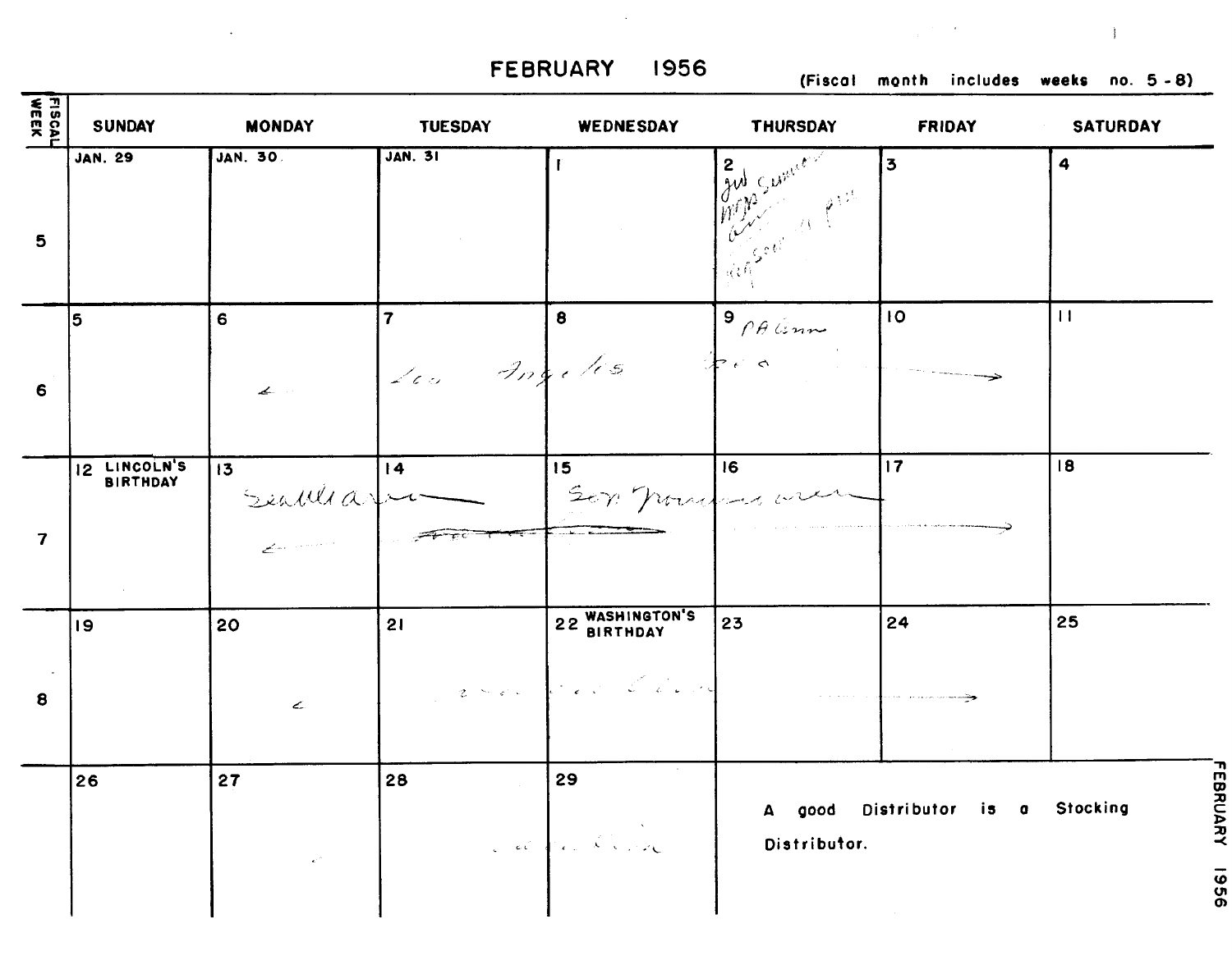# FEBRUARY 1956

(Fiscal month includes weeks no. 5 - 8)

| FISCAL WEEK | SUNDAY | MONDAY | TUESDAY | WEDNESDAY | THURSDAY | FRIDAY | SATURDAY |
|---|---|---|---|---|---|---|---|
| 5 | JAN. 29 | JAN. 30 | JAN. 31 | 1 | 2 | 3 | 4 |
| 6 | 5 | 6 ← | 7 Los Angeles | 8 | 9 PA Conv | 10 → | 11 |
| 7 | 12 LINCOLN'S BIRTHDAY | 13 Seattle area ← | 14 | 15 San Francisco area | 16 | 17 → | 18 |
| 8 | 19 | 20 ← | 21 | 22 WASHINGTON'S BIRTHDAY | 23 | 24 → | 25 |
| | 26 | 27 | 28 | 29 | | | |

A good Distributor is a Stocking Distributor.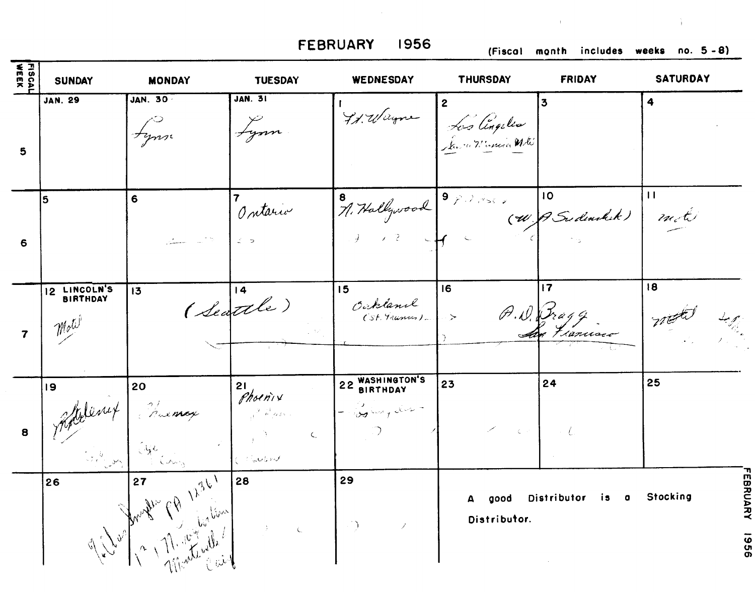# FEBRUARY 1956

(Fiscal month includes weeks no. 5 - 8)

| FISCAL WEEK | SUNDAY | MONDAY | TUESDAY | WEDNESDAY | THURSDAY | FRIDAY | SATURDAY |
|---|---|---|---|---|---|---|---|
| 5 | JAN. 29 | JAN. 30 Lynn | JAN. 31 Lynn | 1 Ft. Wayne | 2 Los Angeles Santa Monica Motel | 3 | 4 |
| 6 | 5 | 6 | 7 Ontario | 8 N. Hollywood | 9 (W. | 10 A. Sudenskik) | 11 motel |
| 7 | 12 LINCOLN'S BIRTHDAY Motel | 13 (Sea | 14 ttle) | 15 Oakland (St. Francis) → | 16 A. D. | 17 Bragg San Francisco | 18 motel |
| 8 | 19 Phoenix | 20 Phoenix | 21 Phoenix | 22 WASHINGTON'S BIRTHDAY | 23 | 24 | 25 |
|  | 26 | 27 | 28 | 29 | A good Distributor is a Stocking Distributor. | | |

Handwritten note (across Feb. 26–27): Van Snyder PA 12361 ... Montevallo ... Cal.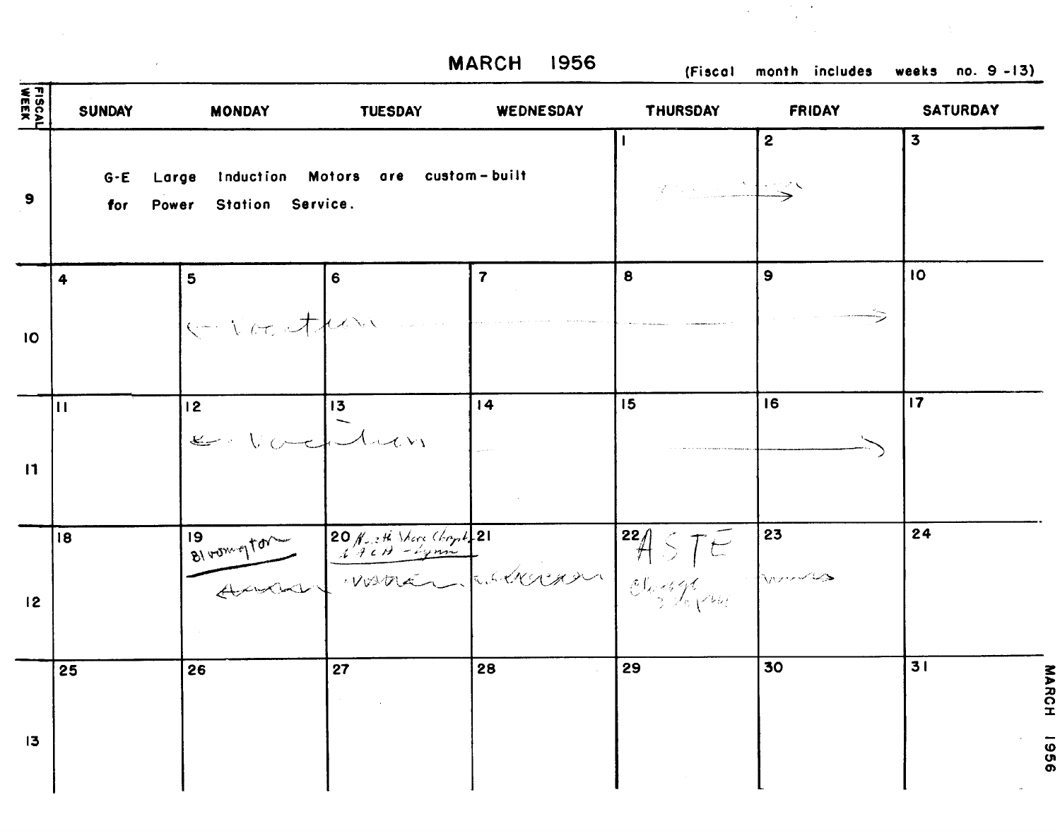# MARCH 1956

(Fiscal month includes weeks no. 9 -13)

| FISCAL WEEK | SUNDAY | MONDAY | TUESDAY | WEDNESDAY | THURSDAY | FRIDAY | SATURDAY |
|---|---|---|---|---|---|---|---|
| 9 | G-E Large Induction Motors are custom-built for Power Station Service. | | | | 1 | 2 | 3 |
| 10 | 4 | 5 ← vacation | 6 | 7 | 8 | 9 → | 10 |
| 11 | 11 | 12 ← vacation | 13 | 14 | 15 | 16 → | 17 |
| 12 | 18 | 19 Bloomington | 20 North Shore Chapt. ACH - Lynn | 21 | 22 ASTE Chicago | 23 | 24 |
| 13 | 25 | 26 | 27 | 28 | 29 | 30 | 31 |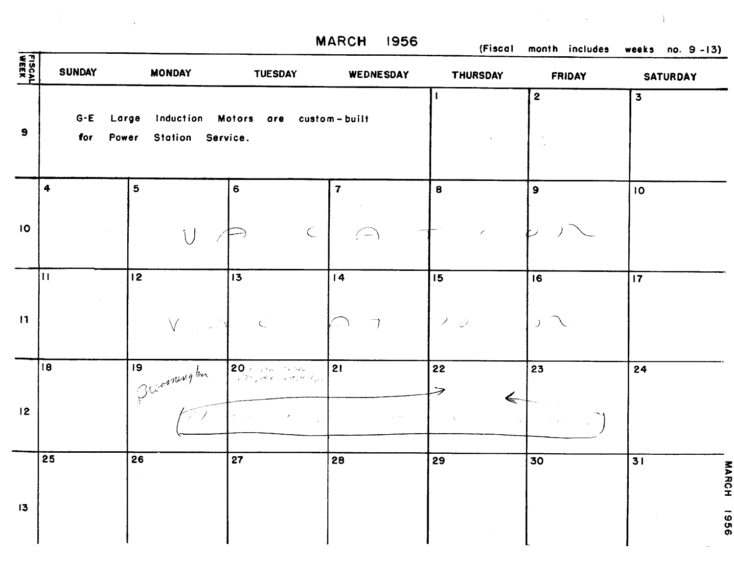# MARCH 1956

(Fiscal month includes weeks no. 9 - 13)

| FISCAL WEEK | SUNDAY | MONDAY | TUESDAY | WEDNESDAY | THURSDAY | FRIDAY | SATURDAY |
|---|---|---|---|---|---|---|---|
| 9 | G-E Large Induction Motors are custom-built for Power Station Service. | | | | 1 | 2 | 3 |
| 10 | 4 | 5 Vacation | 6 | 7 | 8 | 9 | 10 |
| 11 | 11 | 12 Vacation | 13 | 14 | 15 | 16 | 17 |
| 12 | 18 | 19 Bloomington | 20 | 21 | 22 | 23 | 24 |
| 13 | 25 | 26 | 27 | 28 | 29 | 30 | 31 |

MARCH 1956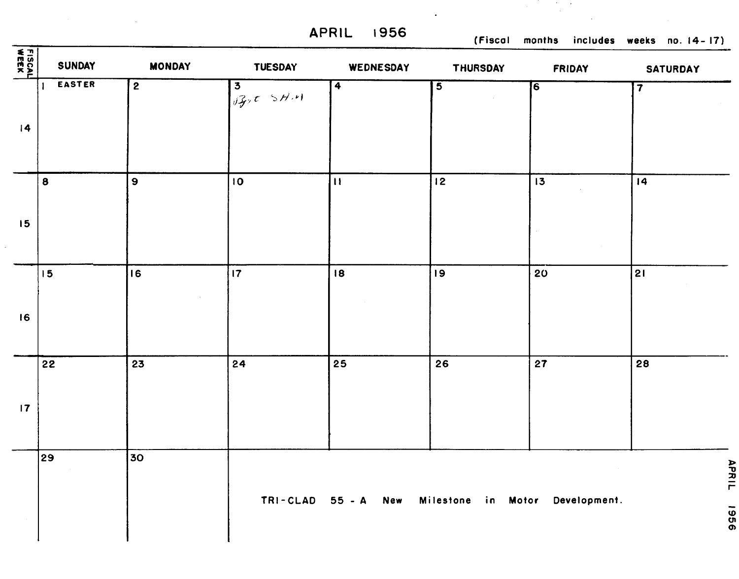# APRIL 1956

(Fiscal months includes weeks no. 14-17)

| FISCAL WEEK | SUNDAY | MONDAY | TUESDAY | WEDNESDAY | THURSDAY | FRIDAY | SATURDAY |
|---|---|---|---|---|---|---|---|
| 14 | 1 EASTER | 2 | 3 Bgt SHM | 4 | 5 | 6 | 7 |
| 15 | 8 | 9 | 10 | 11 | 12 | 13 | 14 |
| 16 | 15 | 16 | 17 | 18 | 19 | 20 | 21 |
| 17 | 22 | 23 | 24 | 25 | 26 | 27 | 28 |
| | 29 | 30 | | | | | |

TRI-CLAD 55 - A New Milestone in Motor Development.

APRIL 1956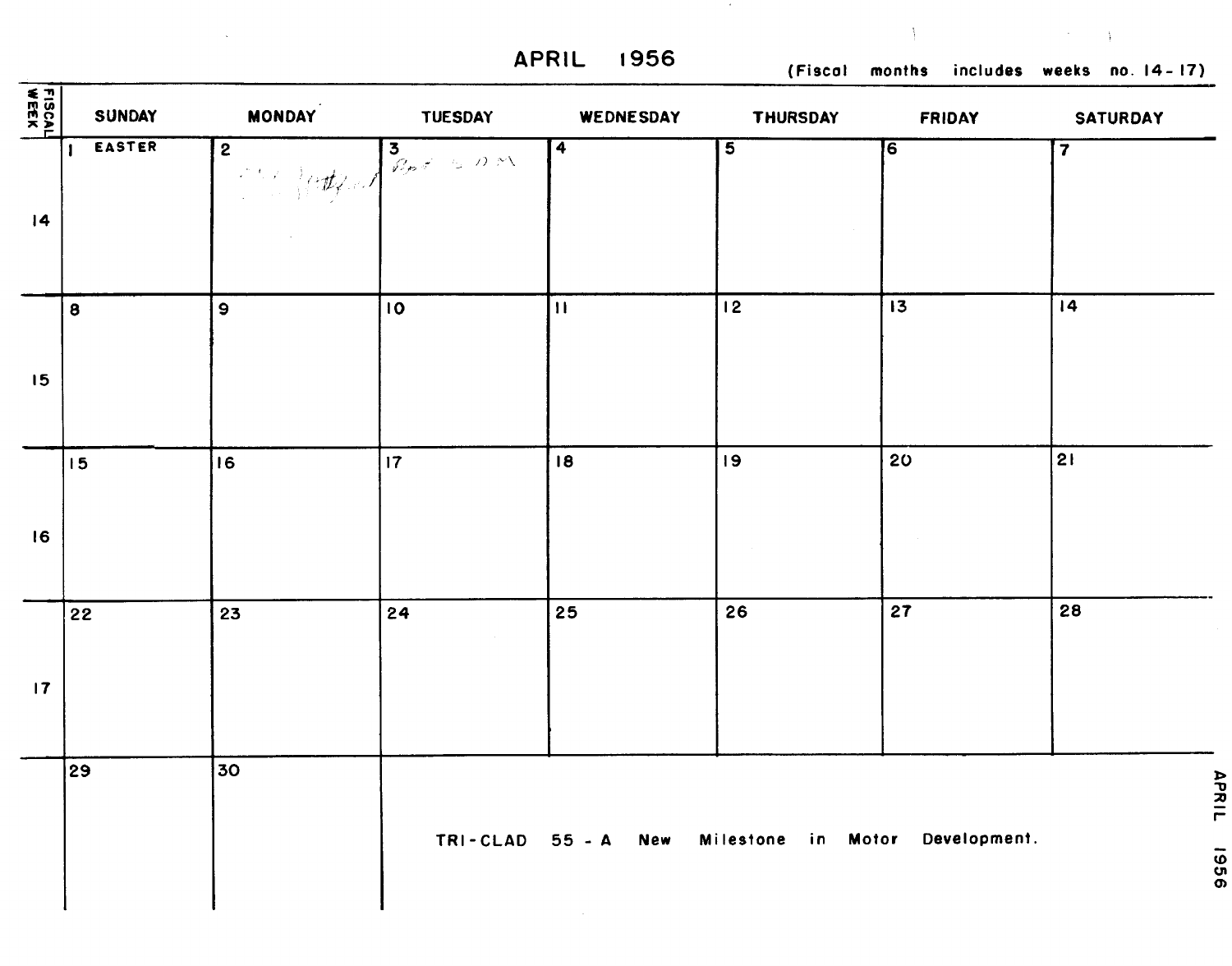# APRIL 1956

(Fiscal months includes weeks no. 14-17)

| FISCAL WEEK | SUNDAY | MONDAY | TUESDAY | WEDNESDAY | THURSDAY | FRIDAY | SATURDAY |
|---|---|---|---|---|---|---|---|
| 14 | 1 EASTER | 2 | 3 | 4 | 5 | 6 | 7 |
| 15 | 8 | 9 | 10 | 11 | 12 | 13 | 14 |
| 16 | 15 | 16 | 17 | 18 | 19 | 20 | 21 |
| 17 | 22 | 23 | 24 | 25 | 26 | 27 | 28 |
| | 29 | 30 | | | | | |

TRI-CLAD 55 - A New Milestone in Motor Development.

APRIL 1956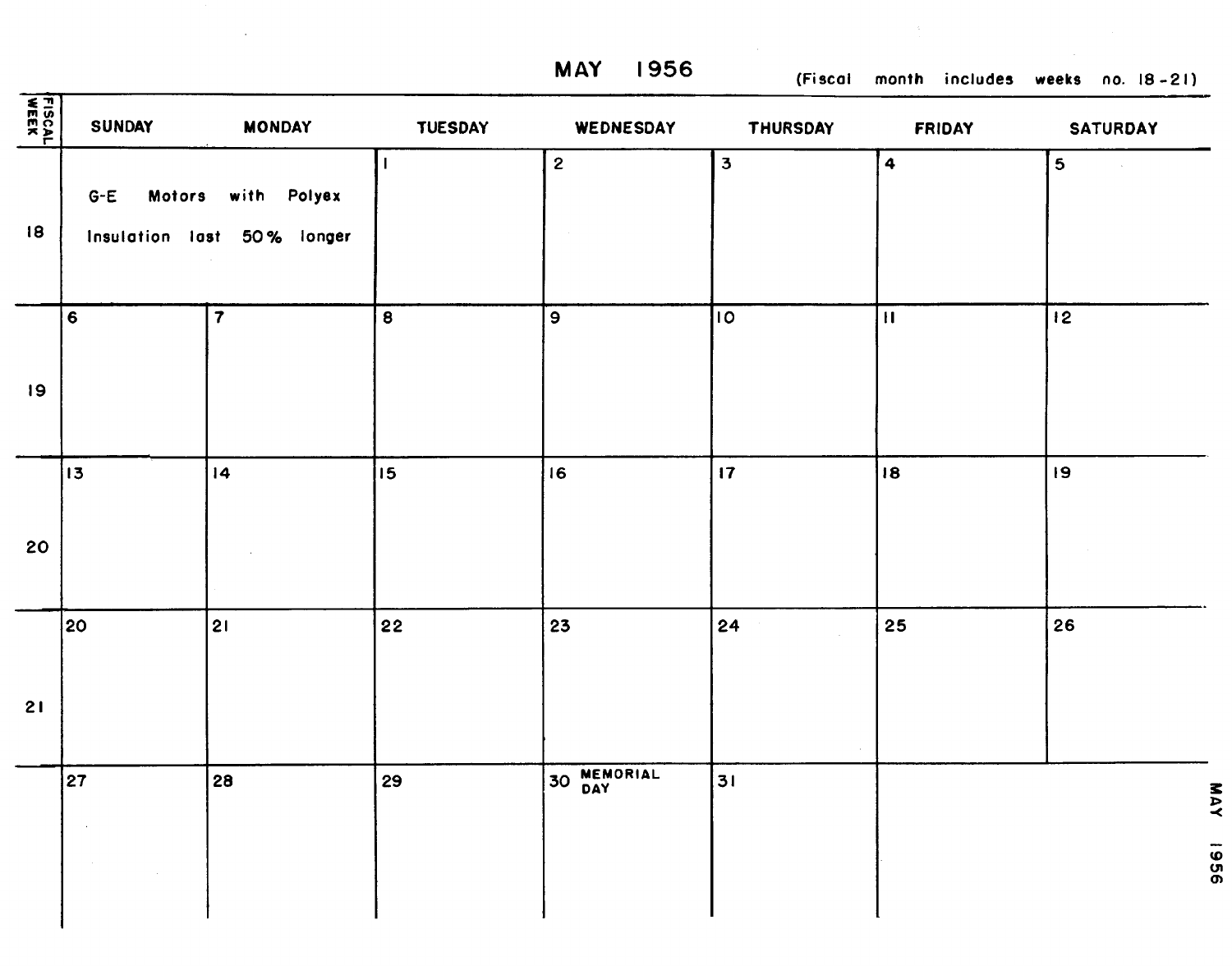# MAY 1956

(Fiscal month includes weeks no. 18-21)

| FISCAL WEEK | SUNDAY | MONDAY | TUESDAY | WEDNESDAY | THURSDAY | FRIDAY | SATURDAY |
|---|---|---|---|---|---|---|---|
| 18 | G-E Motors with Polyex Insulation last 50% longer | | 1 | 2 | 3 | 4 | 5 |
| 19 | 6 | 7 | 8 | 9 | 10 | 11 | 12 |
| 20 | 13 | 14 | 15 | 16 | 17 | 18 | 19 |
| 21 | 20 | 21 | 22 | 23 | 24 | 25 | 26 |
| | 27 | 28 | 29 | 30 MEMORIAL DAY | 31 | | |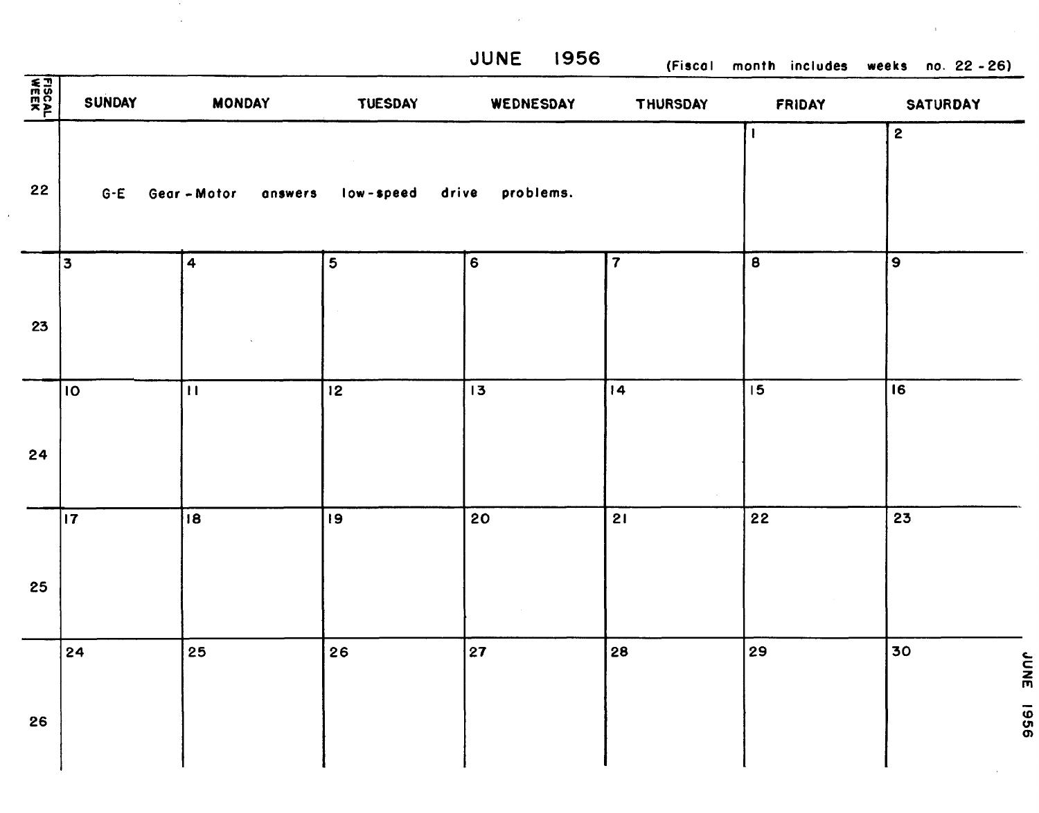# JUNE 1956

(Fiscal month includes weeks no. 22 - 26)

| FISCAL WEEK | SUNDAY | MONDAY | TUESDAY | WEDNESDAY | THURSDAY | FRIDAY | SATURDAY |
|---|---|---|---|---|---|---|---|
| 22 | G-E Gear-Motor answers low-speed drive problems. | | | | | 1 | 2 |
| 23 | 3 | 4 | 5 | 6 | 7 | 8 | 9 |
| 24 | 10 | 11 | 12 | 13 | 14 | 15 | 16 |
| 25 | 17 | 18 | 19 | 20 | 21 | 22 | 23 |
| 26 | 24 | 25 | 26 | 27 | 28 | 29 | 30 |

JUNE 1956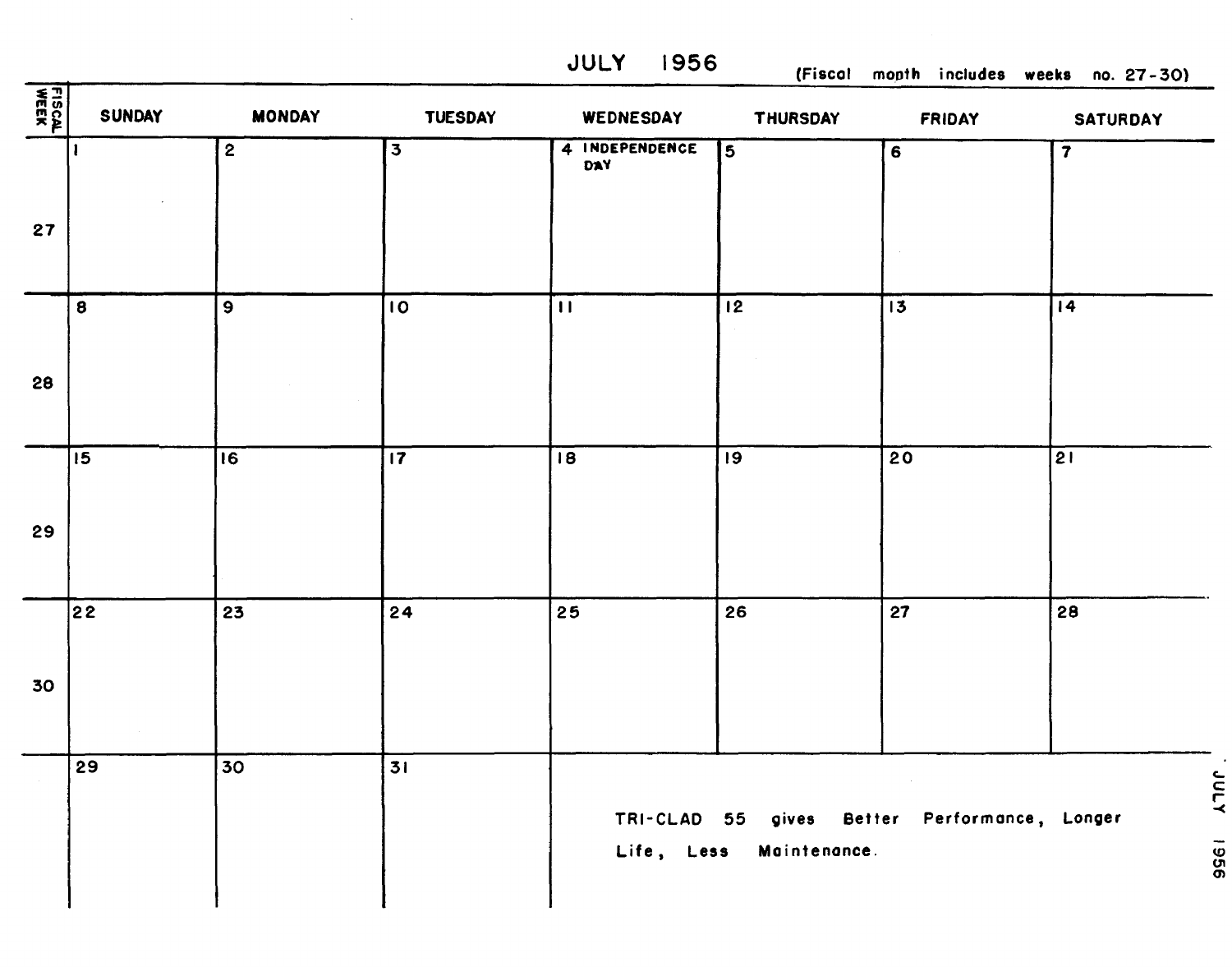# JULY 1956

(Fiscal month includes weeks no. 27-30)

| FISCAL WEEK | SUNDAY | MONDAY | TUESDAY | WEDNESDAY | THURSDAY | FRIDAY | SATURDAY |
| --- | --- | --- | --- | --- | --- | --- | --- |
| 27 | 1 | 2 | 3 | 4 INDEPENDENCE DAY | 5 | 6 | 7 |
| 28 | 8 | 9 | 10 | 11 | 12 | 13 | 14 |
| 29 | 15 | 16 | 17 | 18 | 19 | 20 | 21 |
| 30 | 22 | 23 | 24 | 25 | 26 | 27 | 28 |
| | 29 | 30 | 31 | | | | |

TRI-CLAD 55 gives Better Performance, Longer Life, Less Maintenance.

JULY 1956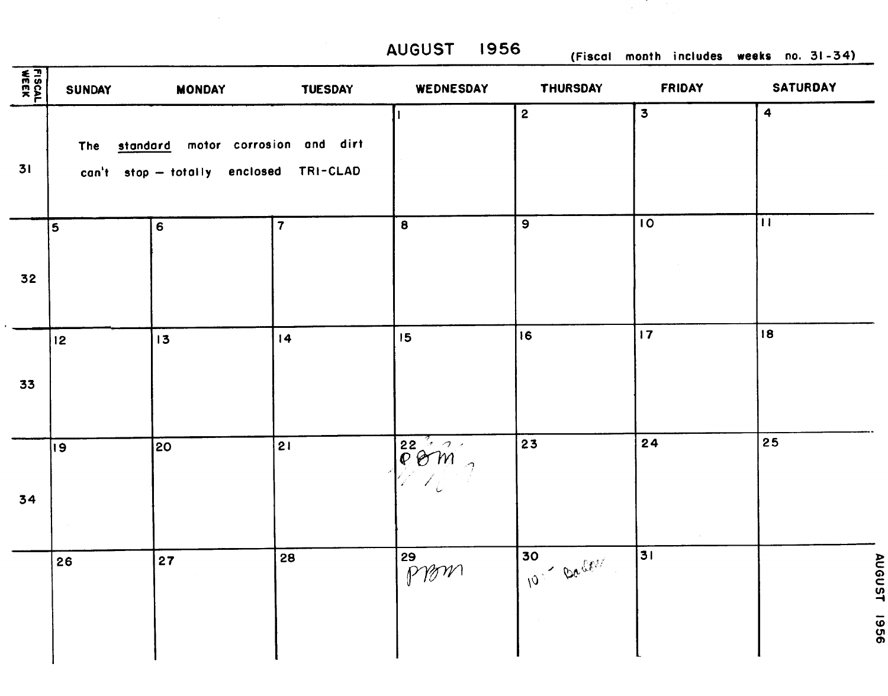# AUGUST 1956

(Fiscal month includes weeks no. 31-34)

| FISCAL WEEK | SUNDAY | MONDAY | TUESDAY | WEDNESDAY | THURSDAY | FRIDAY | SATURDAY |
|---|---|---|---|---|---|---|---|
| 31 | The standard motor corrosion and dirt can't stop — totally enclosed TRI-CLAD | | | 1 | 2 | 3 | 4 |
| 32 | 5 | 6 | 7 | 8 | 9 | 10 | 11 |
| 33 | 12 | 13 | 14 | 15 | 16 | 17 | 18 |
| 34 | 19 | 20 | 21 | 22 PBM | 23 | 24 | 25 |
| | 26 | 27 | 28 | 29 PBM | 30 10 - Baker | 31 | |

AUGUST 1956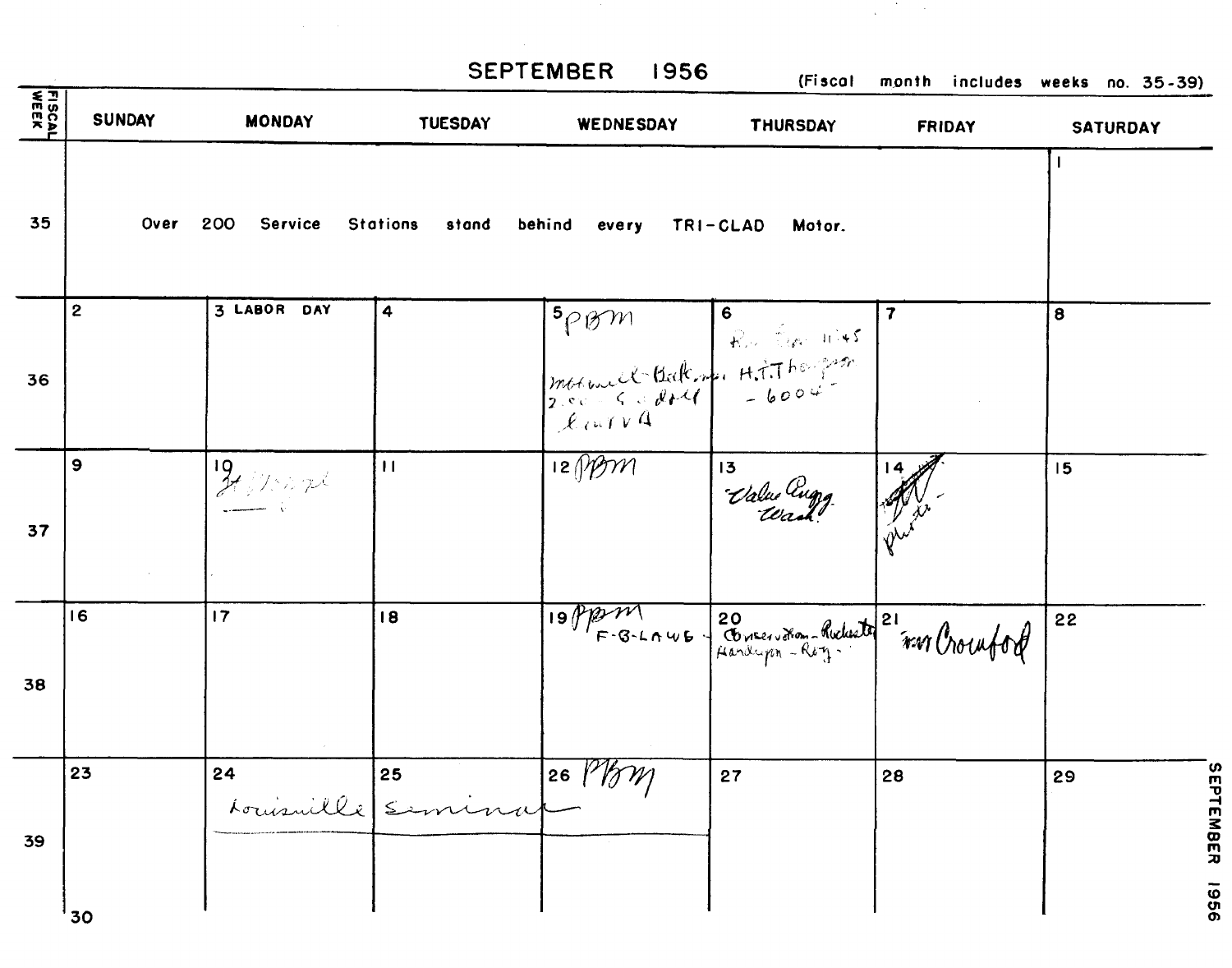# SEPTEMBER 1956

(Fiscal month includes weeks no. 35-39)

| FISCAL WEEK | SUNDAY | MONDAY | TUESDAY | WEDNESDAY | THURSDAY | FRIDAY | SATURDAY |
|---|---|---|---|---|---|---|---|
| 35 | Over 200 Service Stations stand behind every TRI-CLAD Motor. | | | | | | 1 |
| 36 | 2 | 3 LABOR DAY | 4 | 5 PBM<br>Maxwell-Bakins 2.00 ... | 6<br>... 11:45 H.T. Thompson - 6004 | 7 | 8 |
| 37 | 9 | 10 ... | 11 | 12 PBM | 13 Value Engg. Wash. | 14 ... photo | 15 |
| 38 | 16 | 17 | 18 | 19 PBM<br>F-B-LAWG - | 20 Conservation - Rochester Handicap - Reg. | 21 ... Crawford | 22 |
| 39 | 23<br>30 | 24 Louisville | 25 Seminar | 26 PBM | 27 | 28 | 29 |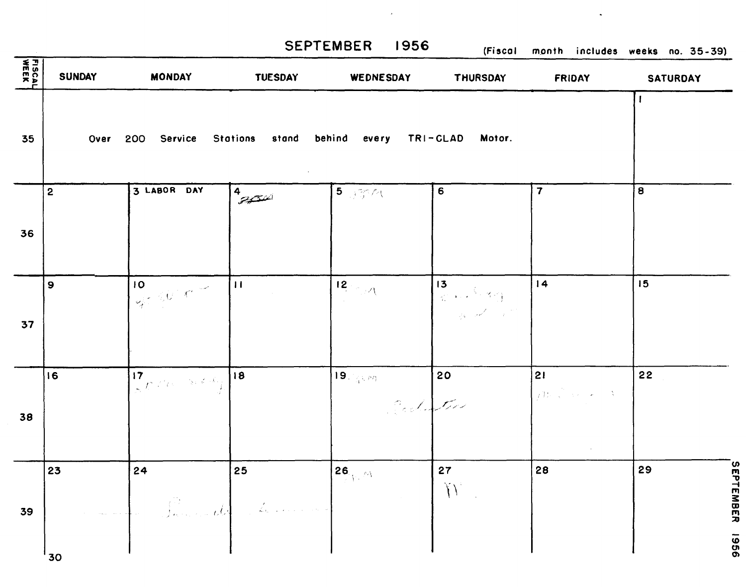## SEPTEMBER 1956

(Fiscal month includes weeks no. 35-39)

| FISCAL WEEK | SUNDAY | MONDAY | TUESDAY | WEDNESDAY | THURSDAY | FRIDAY | SATURDAY |
|---|---|---|---|---|---|---|---|
| 35 | Over 200 Service Stations stand behind every TRI-CLAD Motor. | | | | | | 1 |
| 36 | 2 | 3 LABOR DAY | 4 | 5 | 6 | 7 | 8 |
| 37 | 9 | 10 | 11 | 12 | 13 | 14 | 15 |
| 38 | 16 | 17 | 18 | 19 | 20 | 21 | 22 |
| 39 | 23 / 30 | 24 | 25 | 26 | 27 | 28 | 29 |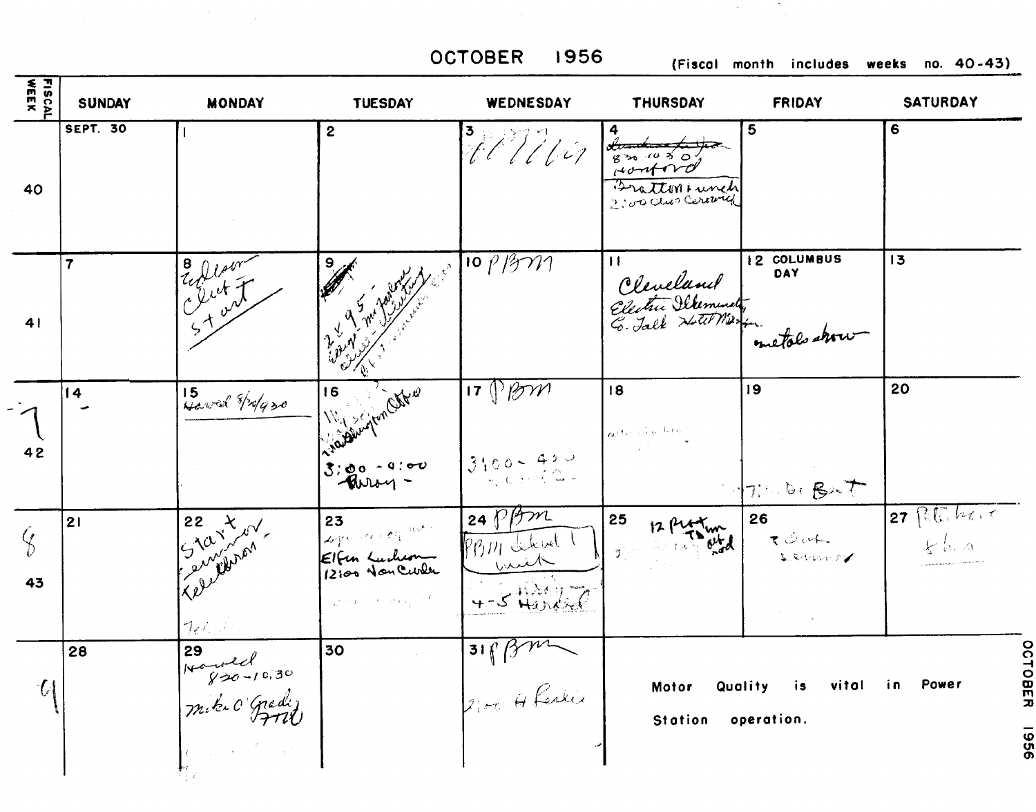# OCTOBER 1956

(Fiscal month includes weeks no. 40-43)

| FISCAL WEEK | SUNDAY | MONDAY | TUESDAY | WEDNESDAY | THURSDAY | FRIDAY | SATURDAY |
|---|---|---|---|---|---|---|---|
| 40 | SEPT. 30 | 1 | 2 | 3 PBM | 4 ~~…~~ 830-1030 Hanford / Bratton lunch 2:00 … | 5 | 6 |
| 41 | 7 | 8 Edison Club Start | 9 2 x 95 … McFarland … | 10 PBM | 11 Cleveland Electric Illuminating … Talk Hotel … metals show | 12 COLUMBUS DAY | 13 |
| 42 | 14 | 15 Harvard 8:30/930 | 16 … Washington Office 3:00 - 9:00 Paroy - | 17 PBM 3:00 - 4:30 | 18 | 19 … Bat | 20 |
| 43 | 21 | 22 Start seminar Telethon - | 23 Elfun Luncheon 12:00 Van Curler | 24 PBM PBM … 4-5 Harold | 25 12 … TD … | 26 … seminar | 27 … |
| 9 | 28 | 29 Harvard 8:30-10:30 Mike O'Grady FNM | 30 | 31 PBM 2:00 H Leslie | | | |

Motor Quality is vital in Power Station operation.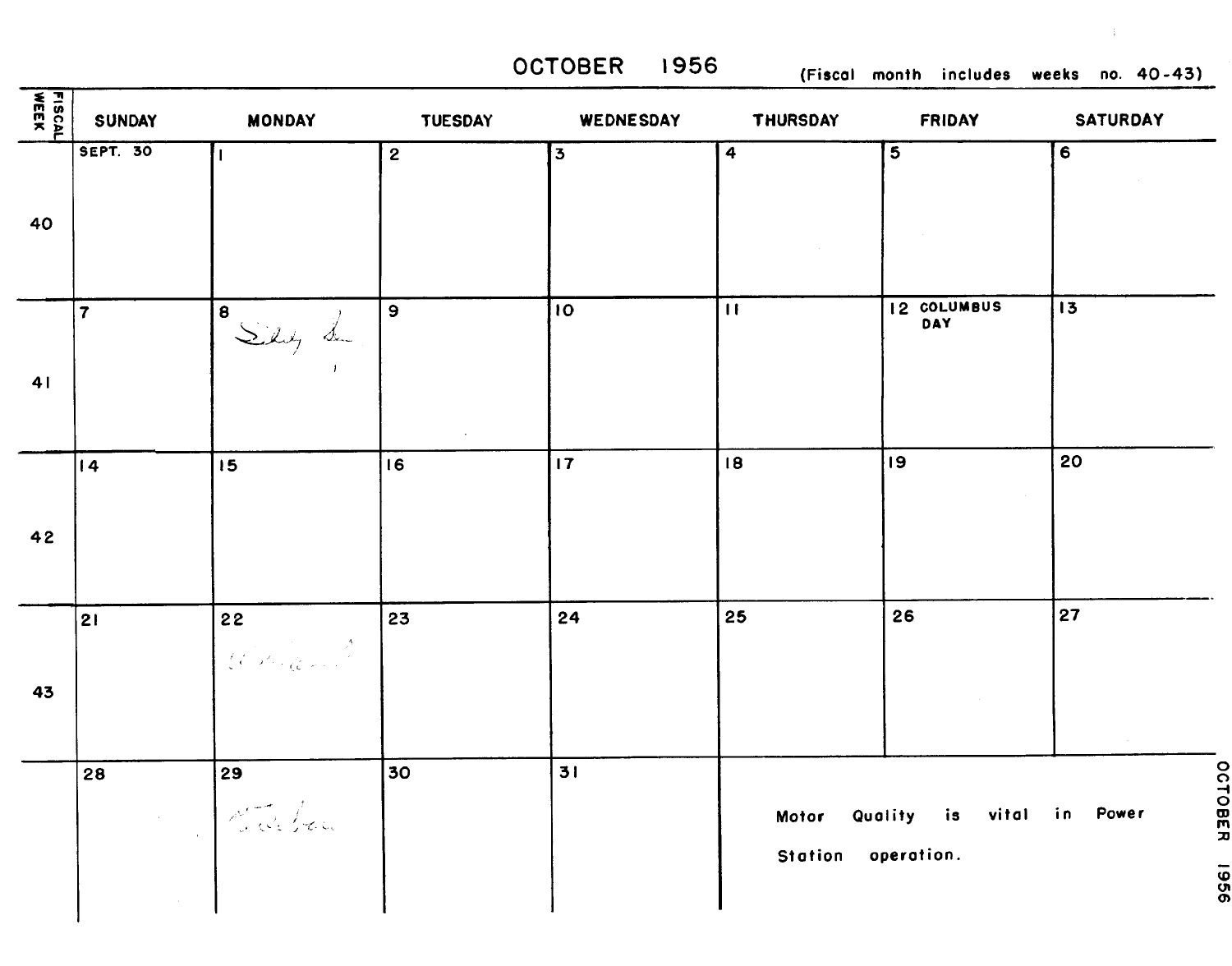# OCTOBER 1956

(Fiscal month includes weeks no. 40-43)

| FISCAL WEEK | SUNDAY | MONDAY | TUESDAY | WEDNESDAY | THURSDAY | FRIDAY | SATURDAY |
|---|---|---|---|---|---|---|---|
| 40 | SEPT. 30 | 1 | 2 | 3 | 4 | 5 | 6 |
| 41 | 7 | 8 Sibley Lu | 9 | 10 | 11 | 12 COLUMBUS DAY | 13 |
| 42 | 14 | 15 | 16 | 17 | 18 | 19 | 20 |
| 43 | 21 | 22 | 23 | 24 | 25 | 26 | 27 |
| | 28 | 29 | 30 | 31 | | | |

Motor Quality is vital in Power Station operation.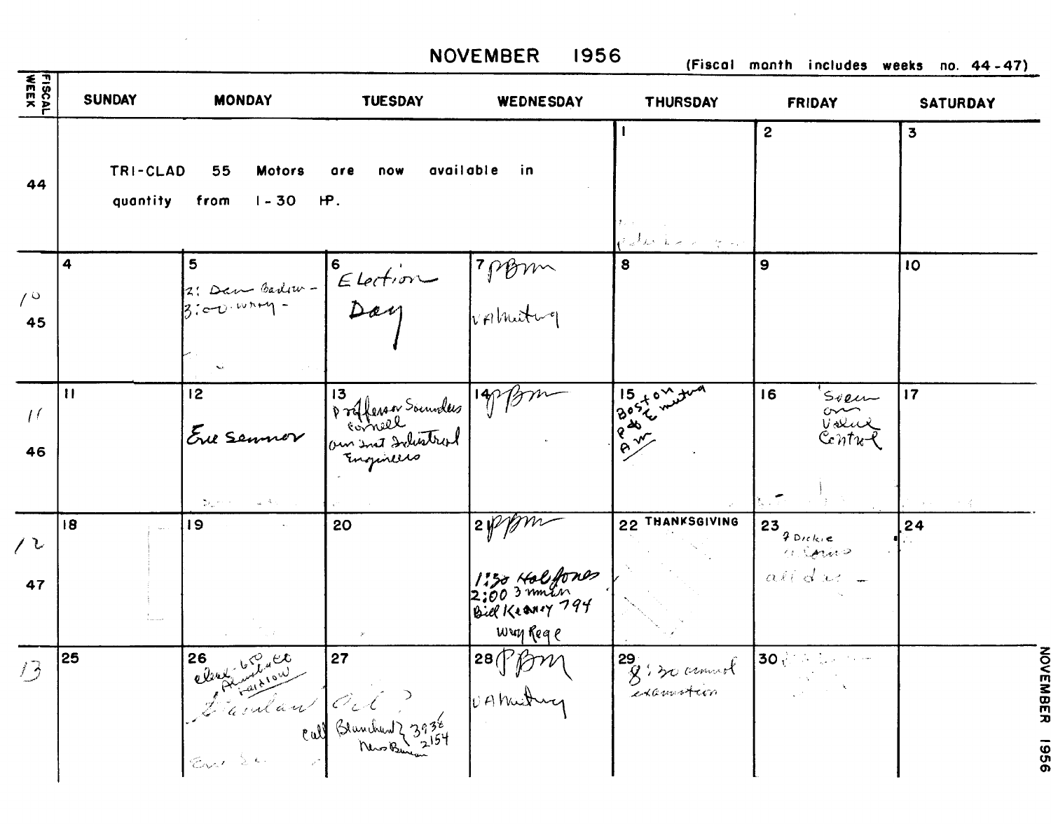# NOVEMBER 1956

(Fiscal month includes weeks no. 44-47)

| FISCAL WEEK | SUNDAY | MONDAY | TUESDAY | WEDNESDAY | THURSDAY | FRIDAY | SATURDAY |
|---|---|---|---|---|---|---|---|
| 44 | TRI-CLAD 55 Motors are now available in quantity from 1-30 HP. | | | | 1 | 2 | 3 |
| 10 45 | 4 | 5 2: Dan Badow - 3:00 wray - | 6 Election Day | 7 PBM VA Meeting | 8 | 9 | 10 |
| 11 46 | 11 | 12 Eve Seminar | 13 Professor Saunders Cornell on Inst Industrial Engineers | 14 PBM | 15 Boston P & E meeting AM | 16 Seen on Value Control | 17 |
| 12 47 | 18 | 19 | 20 | 21 PBM 1:30 Hal Jones 2:00 3 men Bill Kearney 794 Wray Rege | 22 THANKSGIVING | 23 7 Dickie all day | 24 |
| 13 | 25 | 26 clear - 650 Plumb co Lardlow | 27 Call Blanchard 3938 News Bureau 2154 | 28 PBM VA Meeting | 29 8:30 annual examination | 30 | |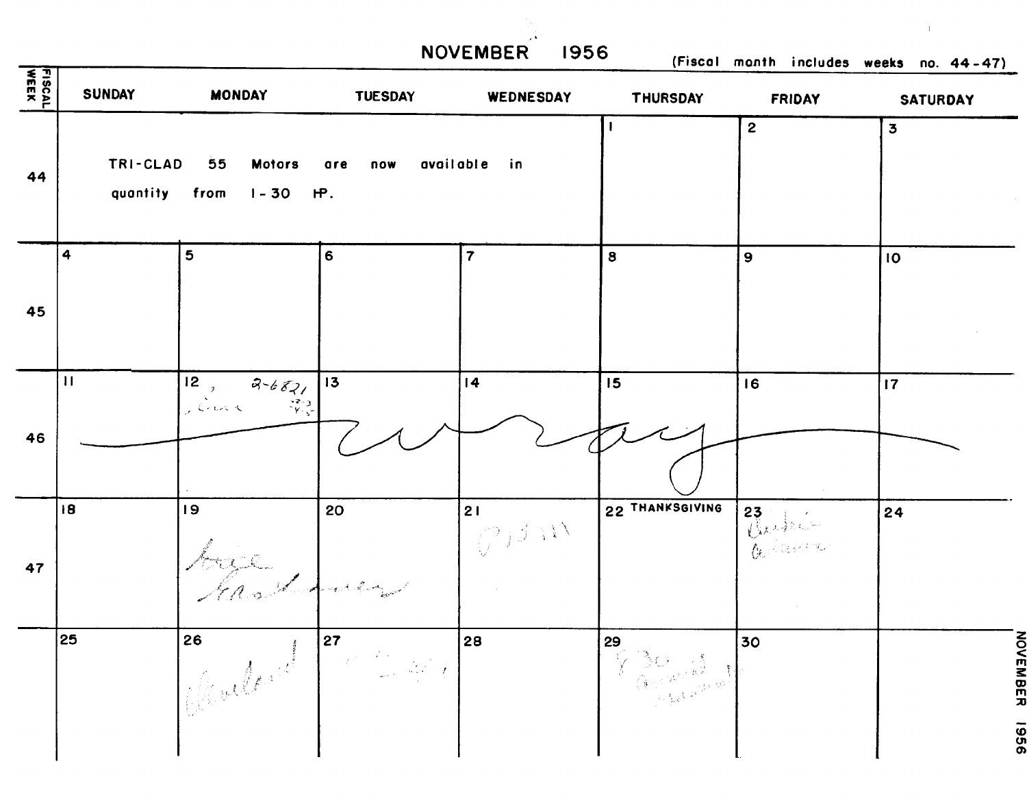# NOVEMBER 1956

(Fiscal month includes weeks no. 44-47)

| FISCAL WEEK | SUNDAY | MONDAY | TUESDAY | WEDNESDAY | THURSDAY | FRIDAY | SATURDAY |
|---|---|---|---|---|---|---|---|
| 44 | TRI-CLAD 55 Motors are now available in quantity from 1-30 HP. | | | | 1 | 2 | 3 |
| 45 | 4 | 5 | 6 | 7 | 8 | 9 | 10 |
| 46 | 11 | 12 2-6821 | 13 | 14 | 15 | 16 | 17 |
| 47 | 18 | 19 | 20 | 21 | 22 THANKSGIVING | 23 | 24 |
| | 25 | 26 | 27 | 28 | 29 | 30 | |

NOVEMBER 1956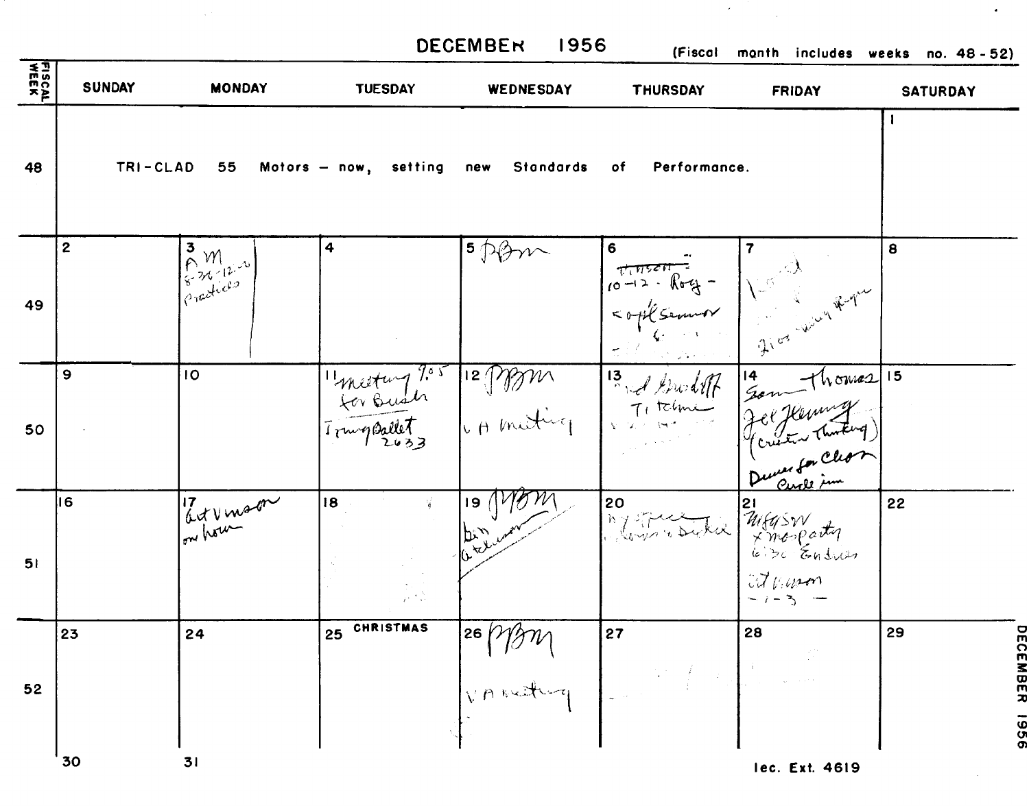# DECEMBER 1956

(Fiscal month includes weeks no. 48 - 52)

| FISCAL WEEK | SUNDAY | MONDAY | TUESDAY | WEDNESDAY | THURSDAY | FRIDAY | SATURDAY |
|---|---|---|---|---|---|---|---|
| 48 | TRI-CLAD 55 Motors — now, setting new Standards of Performance. | | | | | | 1 |
| 49 | 2 | 3 AM 8-30-12-0 Practices | 4 | 5 PBM | 6 ~~Vinson~~ 10-12 - Roy - soph Seminar | 7 2:00 Roger | 8 |
| 50 | 9 | 10 | 11 meeting 9:05 for Bush; Trung Ballet 2633 | 12 PBM; VA meeting | 13 Titchener | 14 Sam Thomas; Joe Henning (creative thinking); Dinner for Chor Circle inn | 15 |
| 51 | 16 | 17 Art Vinson on hour | 18 | 19 PBM | 20 | 21 MFASW Xmas party 6:30 Endress; Art Vinson - 1-3 - | 22 |
| 52 | 23 | 24 | 25 CHRISTMAS | 26 PBM; VA meeting | 27 | 28 | 29 |
| | 30 | 31 | | | | | |

lec. Ext. 4619

DECEMBER 1956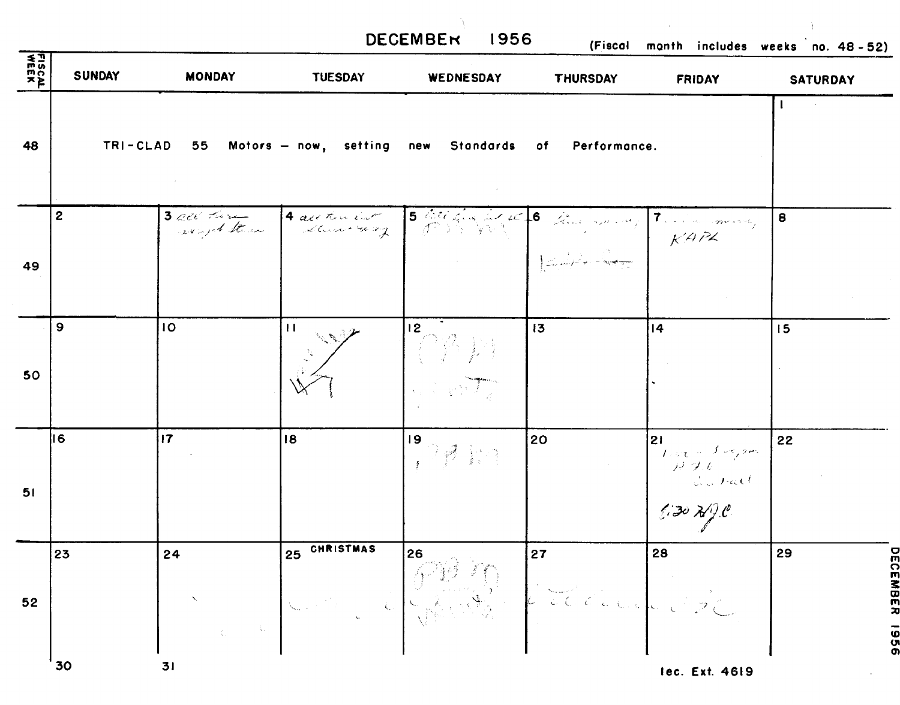# DECEMBER 1956

(Fiscal month includes weeks no. 48 - 52)

| FISCAL WEEK | SUNDAY | MONDAY | TUESDAY | WEDNESDAY | THURSDAY | FRIDAY | SATURDAY |
|---|---|---|---|---|---|---|---|
| 48 | TRI-CLAD 55 Motors — now, setting new Standards of Performance. | | | | | | 1 |
| 49 | 2 | 3 all here except Stan | 4 all here but | 5 | 6 | 7 KAPL | 8 |
| 50 | 9 | 10 | 11 | 12 | 13 | 14 | 15 |
| 51 | 16 | 17 | 18 | 19 | 20 | 21 5:30 | 22 |
| 52 | 23 | 24 | 25 CHRISTMAS | 26 | 27 | 28 | 29 |
| | 30 | 31 | | | | | |

lec. Ext. 4619

DECEMBER 1956